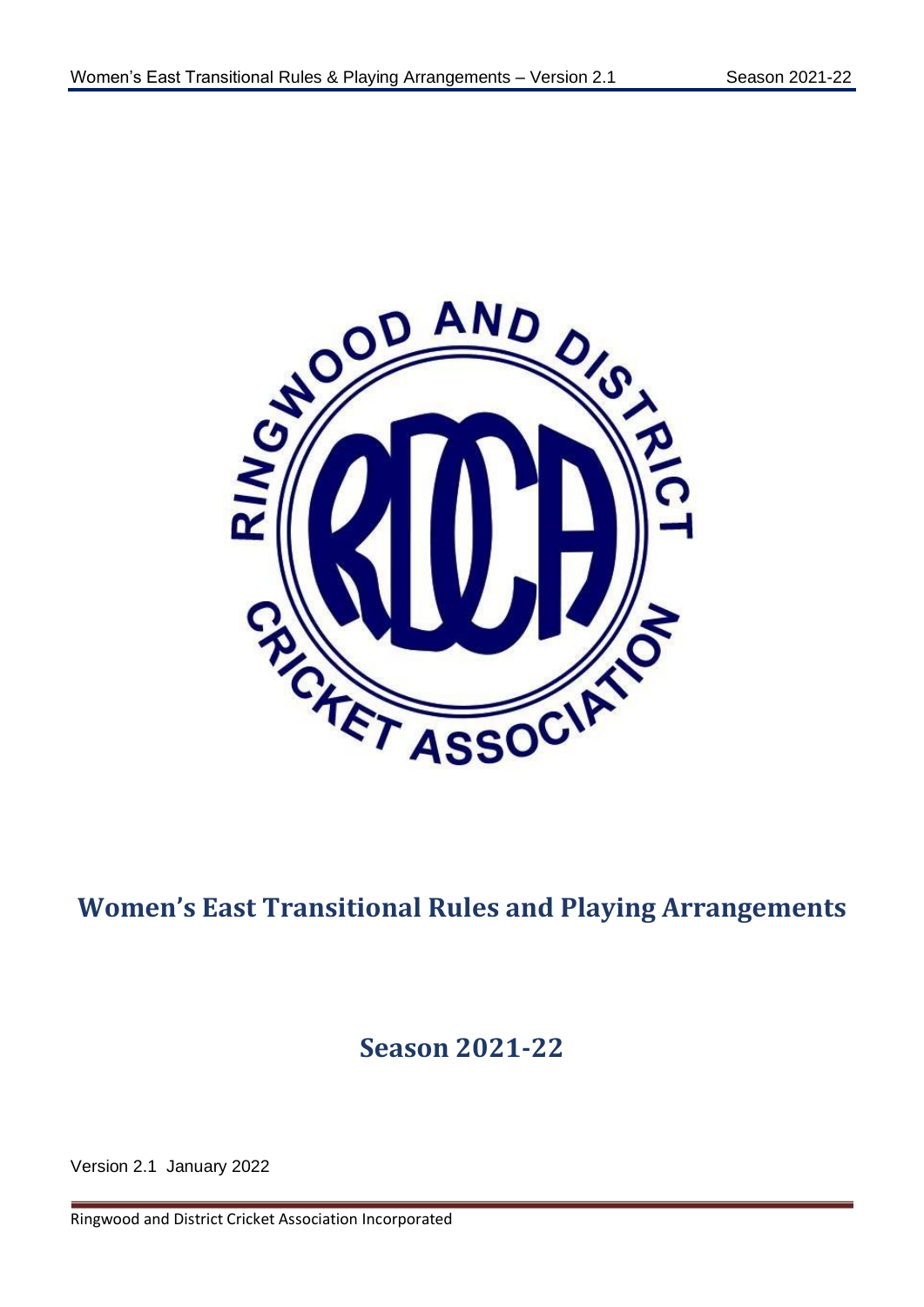# Women's East Transitional Rules and Playing Arrangements

## Season 2021-22

Version 2.1 January 2022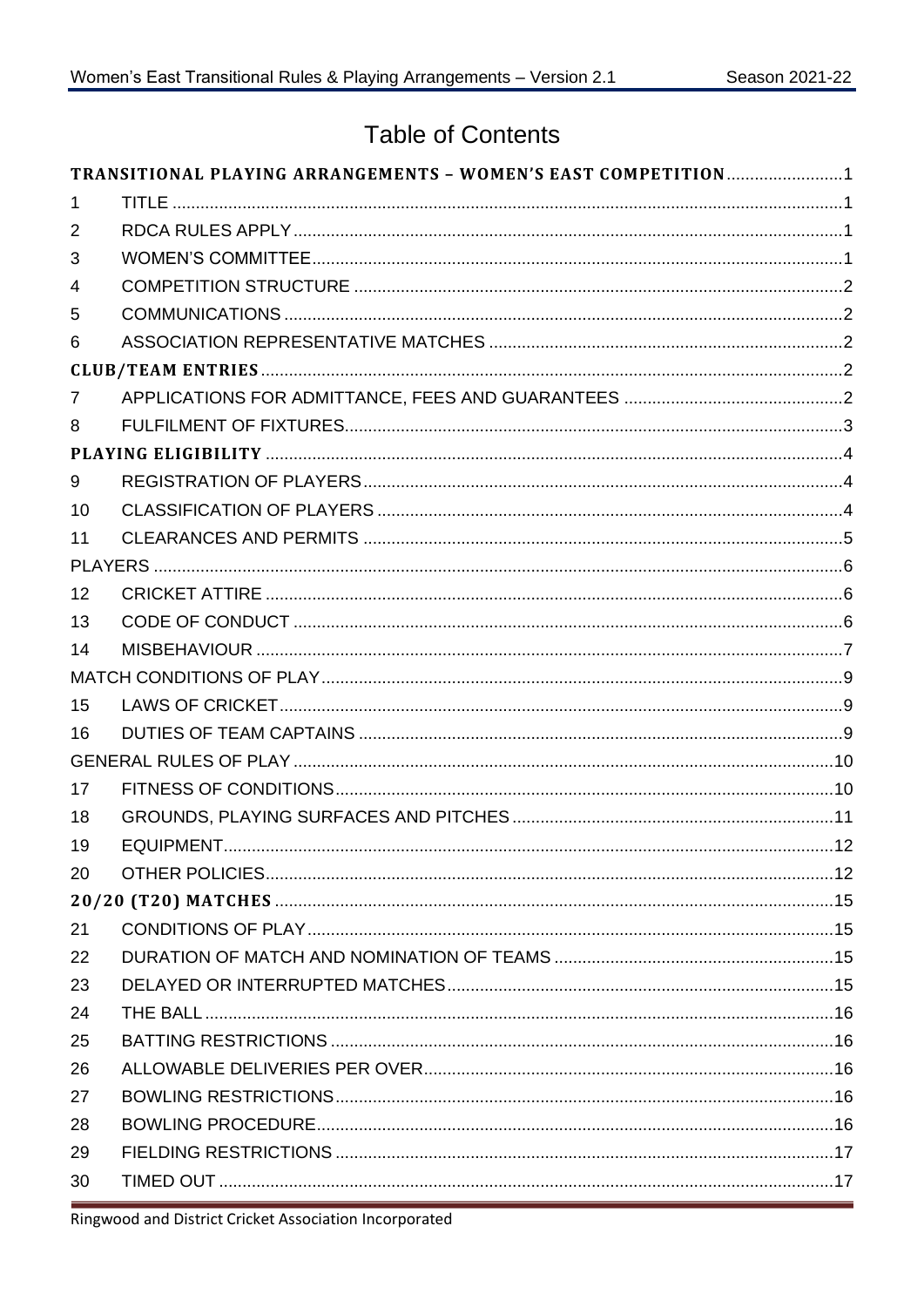# Table of Contents

| | | |
|---|---|---|
| **TRANSITIONAL PLAYING ARRANGEMENTS – WOMEN'S EAST COMPETITION** | | 1 |
| 1 | TITLE | 1 |
| 2 | RDCA RULES APPLY | 1 |
| 3 | WOMEN'S COMMITTEE | 1 |
| 4 | COMPETITION STRUCTURE | 2 |
| 5 | COMMUNICATIONS | 2 |
| 6 | ASSOCIATION REPRESENTATIVE MATCHES | 2 |
| **CLUB/TEAM ENTRIES** | | 2 |
| 7 | APPLICATIONS FOR ADMITTANCE, FEES AND GUARANTEES | 2 |
| 8 | FULFILMENT OF FIXTURES | 3 |
| **PLAYING ELIGIBILITY** | | 4 |
| 9 | REGISTRATION OF PLAYERS | 4 |
| 10 | CLASSIFICATION OF PLAYERS | 4 |
| 11 | CLEARANCES AND PERMITS | 5 |
| PLAYERS | | 6 |
| 12 | CRICKET ATTIRE | 6 |
| 13 | CODE OF CONDUCT | 6 |
| 14 | MISBEHAVIOUR | 7 |
| MATCH CONDITIONS OF PLAY | | 9 |
| 15 | LAWS OF CRICKET | 9 |
| 16 | DUTIES OF TEAM CAPTAINS | 9 |
| GENERAL RULES OF PLAY | | 10 |
| 17 | FITNESS OF CONDITIONS | 10 |
| 18 | GROUNDS, PLAYING SURFACES AND PITCHES | 11 |
| 19 | EQUIPMENT | 12 |
| 20 | OTHER POLICIES | 12 |
| **20/20 (T20) MATCHES** | | 15 |
| 21 | CONDITIONS OF PLAY | 15 |
| 22 | DURATION OF MATCH AND NOMINATION OF TEAMS | 15 |
| 23 | DELAYED OR INTERRUPTED MATCHES | 15 |
| 24 | THE BALL | 16 |
| 25 | BATTING RESTRICTIONS | 16 |
| 26 | ALLOWABLE DELIVERIES PER OVER | 16 |
| 27 | BOWLING RESTRICTIONS | 16 |
| 28 | BOWLING PROCEDURE | 16 |
| 29 | FIELDING RESTRICTIONS | 17 |
| 30 | TIMED OUT | 17 |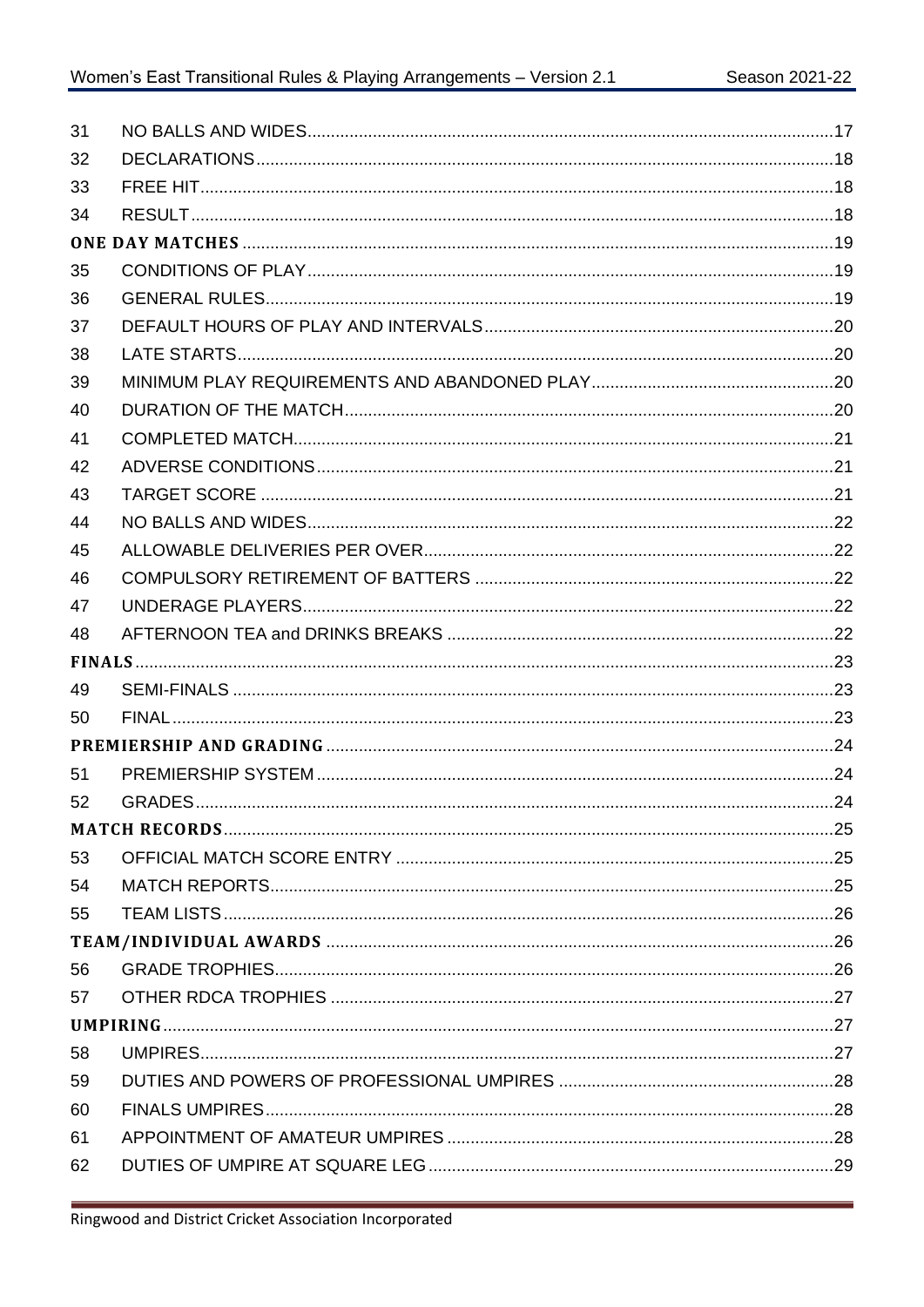| | | |
|---|---|---|
| 31 | NO BALLS AND WIDES | 17 |
| 32 | DECLARATIONS | 18 |
| 33 | FREE HIT | 18 |
| 34 | RESULT | 18 |
| **ONE DAY MATCHES** | | 19 |
| 35 | CONDITIONS OF PLAY | 19 |
| 36 | GENERAL RULES | 19 |
| 37 | DEFAULT HOURS OF PLAY AND INTERVALS | 20 |
| 38 | LATE STARTS | 20 |
| 39 | MINIMUM PLAY REQUIREMENTS AND ABANDONED PLAY | 20 |
| 40 | DURATION OF THE MATCH | 20 |
| 41 | COMPLETED MATCH | 21 |
| 42 | ADVERSE CONDITIONS | 21 |
| 43 | TARGET SCORE | 21 |
| 44 | NO BALLS AND WIDES | 22 |
| 45 | ALLOWABLE DELIVERIES PER OVER | 22 |
| 46 | COMPULSORY RETIREMENT OF BATTERS | 22 |
| 47 | UNDERAGE PLAYERS | 22 |
| 48 | AFTERNOON TEA and DRINKS BREAKS | 22 |
| **FINALS** | | 23 |
| 49 | SEMI-FINALS | 23 |
| 50 | FINAL | 23 |
| **PREMIERSHIP AND GRADING** | | 24 |
| 51 | PREMIERSHIP SYSTEM | 24 |
| 52 | GRADES | 24 |
| **MATCH RECORDS** | | 25 |
| 53 | OFFICIAL MATCH SCORE ENTRY | 25 |
| 54 | MATCH REPORTS | 25 |
| 55 | TEAM LISTS | 26 |
| **TEAM/INDIVIDUAL AWARDS** | | 26 |
| 56 | GRADE TROPHIES | 26 |
| 57 | OTHER RDCA TROPHIES | 27 |
| **UMPIRING** | | 27 |
| 58 | UMPIRES | 27 |
| 59 | DUTIES AND POWERS OF PROFESSIONAL UMPIRES | 28 |
| 60 | FINALS UMPIRES | 28 |
| 61 | APPOINTMENT OF AMATEUR UMPIRES | 28 |
| 62 | DUTIES OF UMPIRE AT SQUARE LEG | 29 |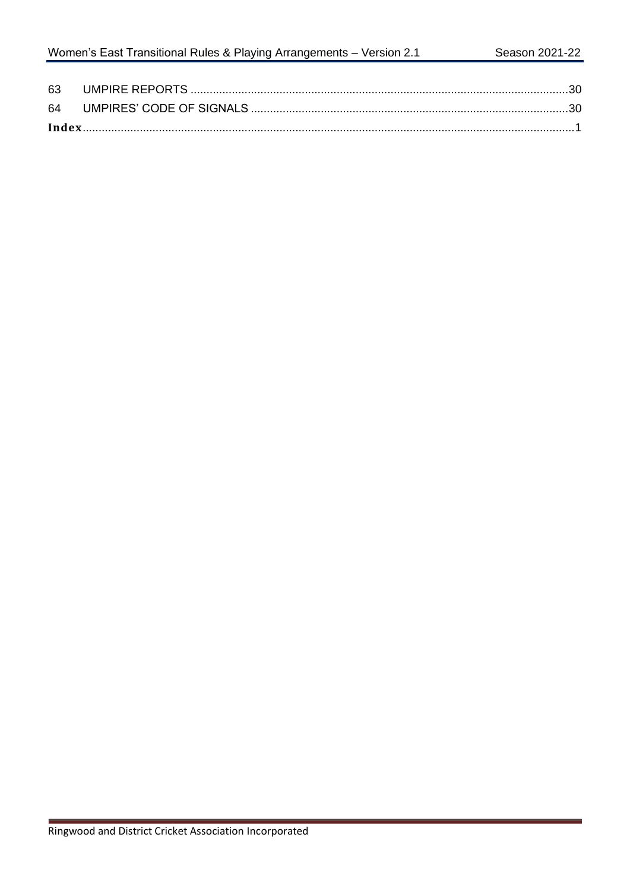63 UMPIRE REPORTS ....................................................................................................................30

64 UMPIRES' CODE OF SIGNALS ..................................................................................................30

**Index**.........................................................................................................................................................1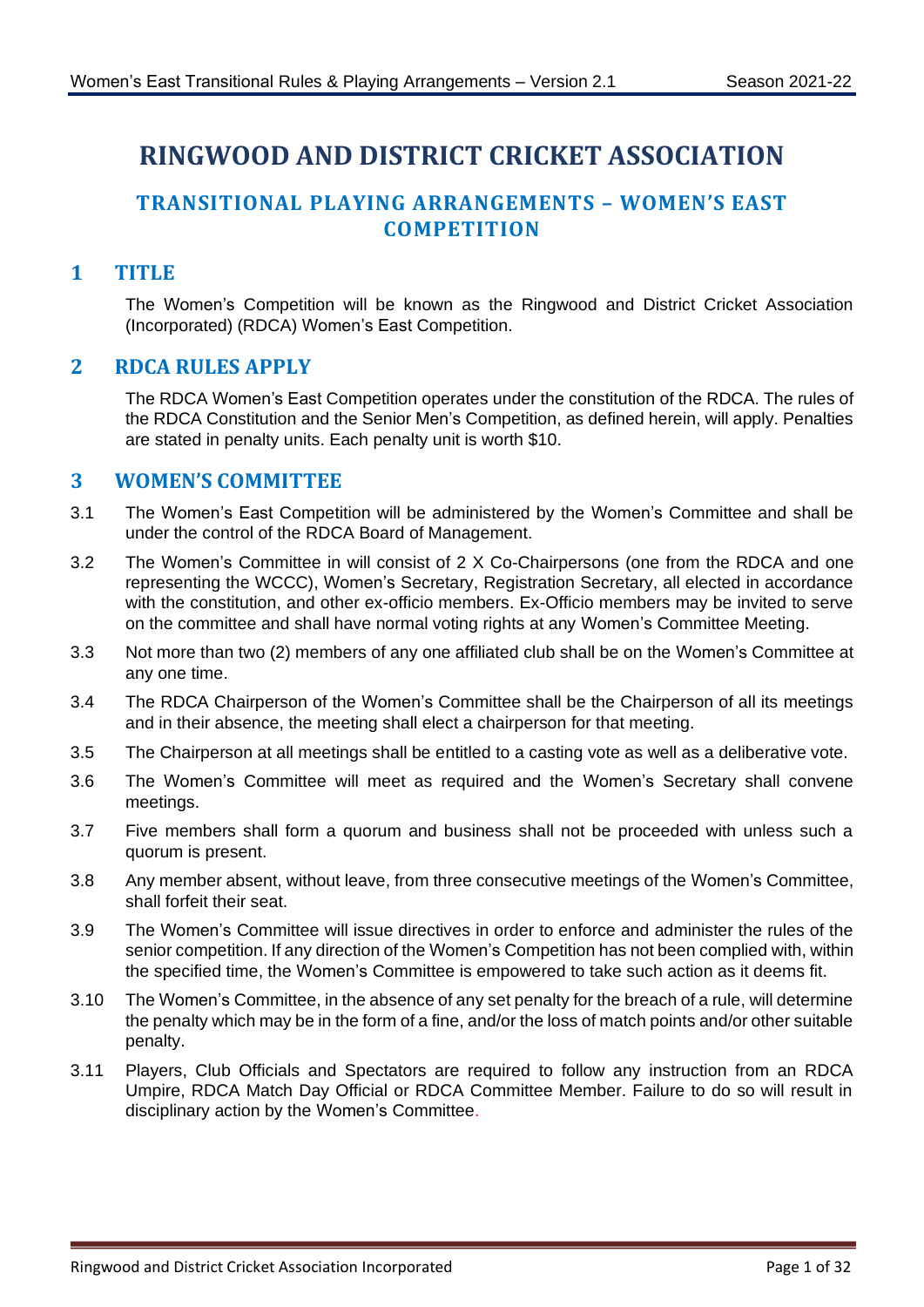# RINGWOOD AND DISTRICT CRICKET ASSOCIATION

## TRANSITIONAL PLAYING ARRANGEMENTS – WOMEN'S EAST COMPETITION

## 1 TITLE

The Women's Competition will be known as the Ringwood and District Cricket Association (Incorporated) (RDCA) Women's East Competition.

## 2 RDCA RULES APPLY

The RDCA Women's East Competition operates under the constitution of the RDCA. The rules of the RDCA Constitution and the Senior Men's Competition, as defined herein, will apply. Penalties are stated in penalty units. Each penalty unit is worth $10.

## 3 WOMEN'S COMMITTEE

3.1 The Women's East Competition will be administered by the Women's Committee and shall be under the control of the RDCA Board of Management.

3.2 The Women's Committee in will consist of 2 X Co-Chairpersons (one from the RDCA and one representing the WCCC), Women's Secretary, Registration Secretary, all elected in accordance with the constitution, and other ex-officio members. Ex-Officio members may be invited to serve on the committee and shall have normal voting rights at any Women's Committee Meeting.

3.3 Not more than two (2) members of any one affiliated club shall be on the Women's Committee at any one time.

3.4 The RDCA Chairperson of the Women's Committee shall be the Chairperson of all its meetings and in their absence, the meeting shall elect a chairperson for that meeting.

3.5 The Chairperson at all meetings shall be entitled to a casting vote as well as a deliberative vote.

3.6 The Women's Committee will meet as required and the Women's Secretary shall convene meetings.

3.7 Five members shall form a quorum and business shall not be proceeded with unless such a quorum is present.

3.8 Any member absent, without leave, from three consecutive meetings of the Women's Committee, shall forfeit their seat.

3.9 The Women's Committee will issue directives in order to enforce and administer the rules of the senior competition. If any direction of the Women's Competition has not been complied with, within the specified time, the Women's Committee is empowered to take such action as it deems fit.

3.10 The Women's Committee, in the absence of any set penalty for the breach of a rule, will determine the penalty which may be in the form of a fine, and/or the loss of match points and/or other suitable penalty.

3.11 Players, Club Officials and Spectators are required to follow any instruction from an RDCA Umpire, RDCA Match Day Official or RDCA Committee Member. Failure to do so will result in disciplinary action by the Women's Committee.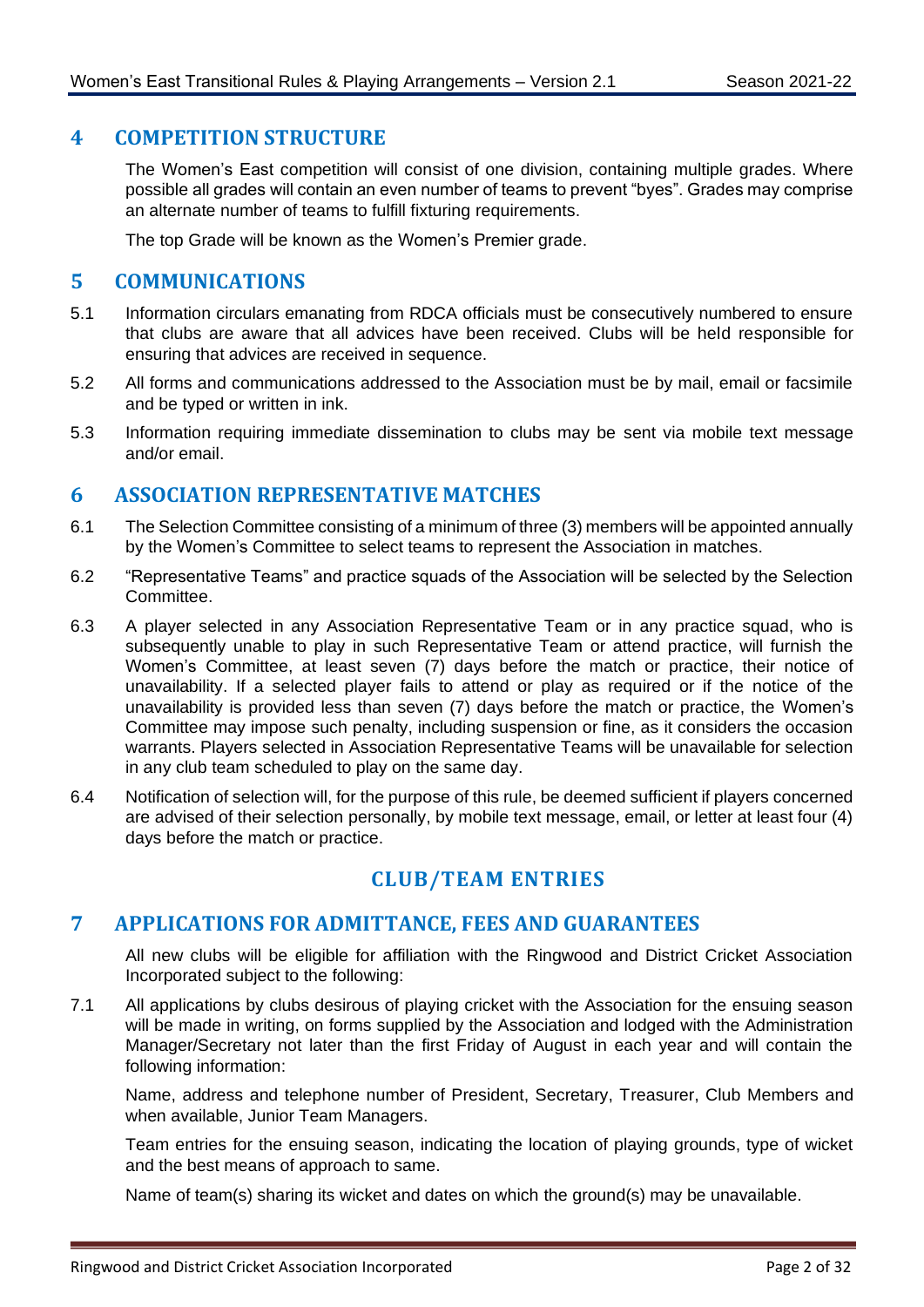## 4 COMPETITION STRUCTURE

The Women's East competition will consist of one division, containing multiple grades. Where possible all grades will contain an even number of teams to prevent "byes". Grades may comprise an alternate number of teams to fulfill fixturing requirements.

The top Grade will be known as the Women's Premier grade.

## 5 COMMUNICATIONS

5.1 Information circulars emanating from RDCA officials must be consecutively numbered to ensure that clubs are aware that all advices have been received. Clubs will be held responsible for ensuring that advices are received in sequence.

5.2 All forms and communications addressed to the Association must be by mail, email or facsimile and be typed or written in ink.

5.3 Information requiring immediate dissemination to clubs may be sent via mobile text message and/or email.

## 6 ASSOCIATION REPRESENTATIVE MATCHES

6.1 The Selection Committee consisting of a minimum of three (3) members will be appointed annually by the Women's Committee to select teams to represent the Association in matches.

6.2 "Representative Teams" and practice squads of the Association will be selected by the Selection Committee.

6.3 A player selected in any Association Representative Team or in any practice squad, who is subsequently unable to play in such Representative Team or attend practice, will furnish the Women's Committee, at least seven (7) days before the match or practice, their notice of unavailability. If a selected player fails to attend or play as required or if the notice of the unavailability is provided less than seven (7) days before the match or practice, the Women's Committee may impose such penalty, including suspension or fine, as it considers the occasion warrants. Players selected in Association Representative Teams will be unavailable for selection in any club team scheduled to play on the same day.

6.4 Notification of selection will, for the purpose of this rule, be deemed sufficient if players concerned are advised of their selection personally, by mobile text message, email, or letter at least four (4) days before the match or practice.

# CLUB/TEAM ENTRIES

## 7 APPLICATIONS FOR ADMITTANCE, FEES AND GUARANTEES

All new clubs will be eligible for affiliation with the Ringwood and District Cricket Association Incorporated subject to the following:

7.1 All applications by clubs desirous of playing cricket with the Association for the ensuing season will be made in writing, on forms supplied by the Association and lodged with the Administration Manager/Secretary not later than the first Friday of August in each year and will contain the following information:

Name, address and telephone number of President, Secretary, Treasurer, Club Members and when available, Junior Team Managers.

Team entries for the ensuing season, indicating the location of playing grounds, type of wicket and the best means of approach to same.

Name of team(s) sharing its wicket and dates on which the ground(s) may be unavailable.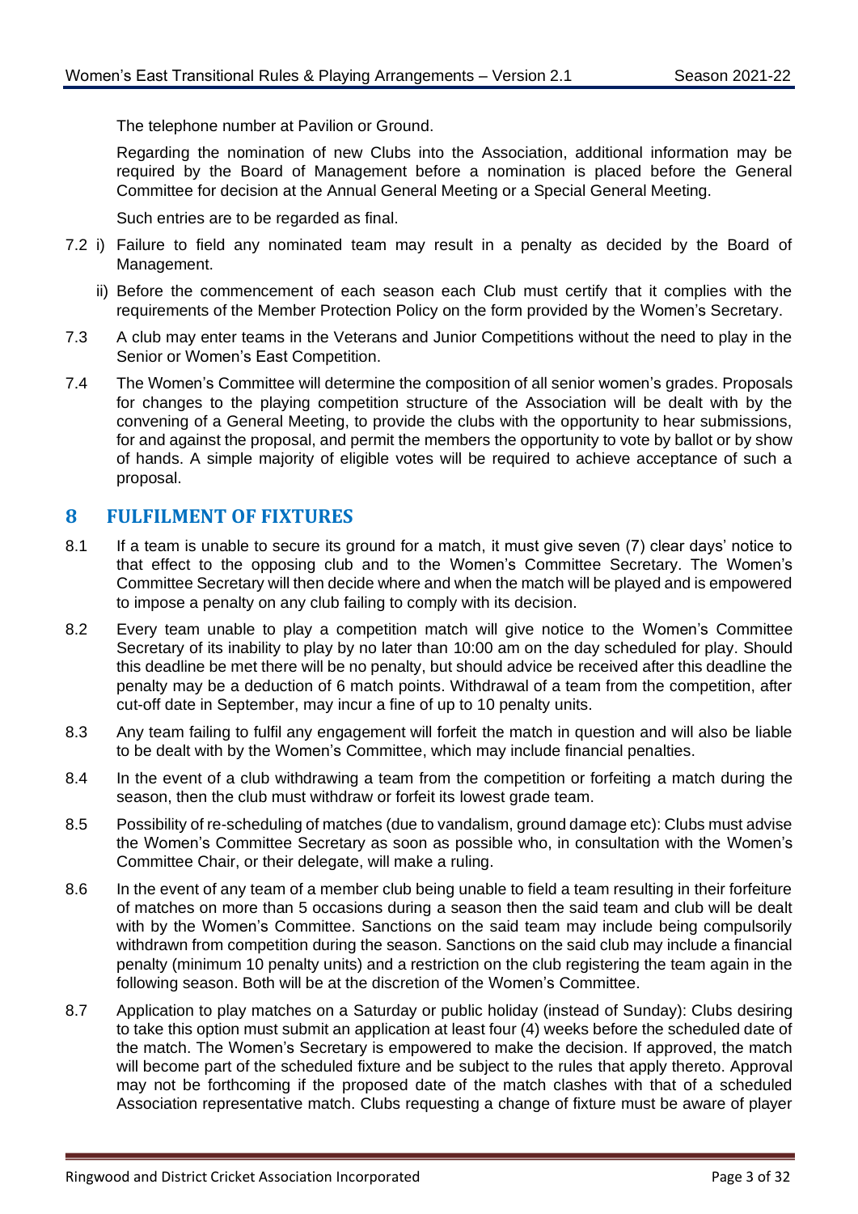The telephone number at Pavilion or Ground.

Regarding the nomination of new Clubs into the Association, additional information may be required by the Board of Management before a nomination is placed before the General Committee for decision at the Annual General Meeting or a Special General Meeting.

Such entries are to be regarded as final.

7.2 i) Failure to field any nominated team may result in a penalty as decided by the Board of Management.

ii) Before the commencement of each season each Club must certify that it complies with the requirements of the Member Protection Policy on the form provided by the Women's Secretary.

7.3 A club may enter teams in the Veterans and Junior Competitions without the need to play in the Senior or Women's East Competition.

7.4 The Women's Committee will determine the composition of all senior women's grades. Proposals for changes to the playing competition structure of the Association will be dealt with by the convening of a General Meeting, to provide the clubs with the opportunity to hear submissions, for and against the proposal, and permit the members the opportunity to vote by ballot or by show of hands. A simple majority of eligible votes will be required to achieve acceptance of such a proposal.

## 8 FULFILMENT OF FIXTURES

8.1 If a team is unable to secure its ground for a match, it must give seven (7) clear days' notice to that effect to the opposing club and to the Women's Committee Secretary. The Women's Committee Secretary will then decide where and when the match will be played and is empowered to impose a penalty on any club failing to comply with its decision.

8.2 Every team unable to play a competition match will give notice to the Women's Committee Secretary of its inability to play by no later than 10:00 am on the day scheduled for play. Should this deadline be met there will be no penalty, but should advice be received after this deadline the penalty may be a deduction of 6 match points. Withdrawal of a team from the competition, after cut-off date in September, may incur a fine of up to 10 penalty units.

8.3 Any team failing to fulfil any engagement will forfeit the match in question and will also be liable to be dealt with by the Women's Committee, which may include financial penalties.

8.4 In the event of a club withdrawing a team from the competition or forfeiting a match during the season, then the club must withdraw or forfeit its lowest grade team.

8.5 Possibility of re-scheduling of matches (due to vandalism, ground damage etc): Clubs must advise the Women's Committee Secretary as soon as possible who, in consultation with the Women's Committee Chair, or their delegate, will make a ruling.

8.6 In the event of any team of a member club being unable to field a team resulting in their forfeiture of matches on more than 5 occasions during a season then the said team and club will be dealt with by the Women's Committee. Sanctions on the said team may include being compulsorily withdrawn from competition during the season. Sanctions on the said club may include a financial penalty (minimum 10 penalty units) and a restriction on the club registering the team again in the following season. Both will be at the discretion of the Women's Committee.

8.7 Application to play matches on a Saturday or public holiday (instead of Sunday): Clubs desiring to take this option must submit an application at least four (4) weeks before the scheduled date of the match. The Women's Secretary is empowered to make the decision. If approved, the match will become part of the scheduled fixture and be subject to the rules that apply thereto. Approval may not be forthcoming if the proposed date of the match clashes with that of a scheduled Association representative match. Clubs requesting a change of fixture must be aware of player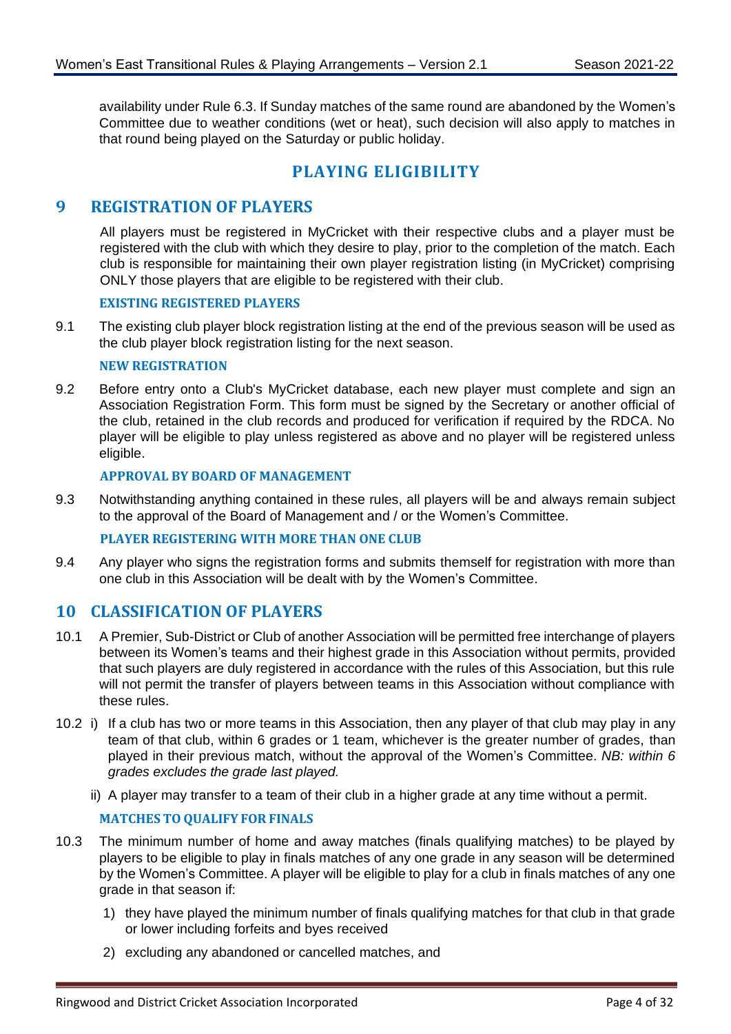availability under Rule 6.3. If Sunday matches of the same round are abandoned by the Women's Committee due to weather conditions (wet or heat), such decision will also apply to matches in that round being played on the Saturday or public holiday.

## PLAYING ELIGIBILITY

## 9 REGISTRATION OF PLAYERS

All players must be registered in MyCricket with their respective clubs and a player must be registered with the club with which they desire to play, prior to the completion of the match. Each club is responsible for maintaining their own player registration listing (in MyCricket) comprising ONLY those players that are eligible to be registered with their club.

#### EXISTING REGISTERED PLAYERS

9.1 The existing club player block registration listing at the end of the previous season will be used as the club player block registration listing for the next season.

#### NEW REGISTRATION

9.2 Before entry onto a Club's MyCricket database, each new player must complete and sign an Association Registration Form. This form must be signed by the Secretary or another official of the club, retained in the club records and produced for verification if required by the RDCA. No player will be eligible to play unless registered as above and no player will be registered unless eligible.

#### APPROVAL BY BOARD OF MANAGEMENT

9.3 Notwithstanding anything contained in these rules, all players will be and always remain subject to the approval of the Board of Management and / or the Women's Committee.

#### PLAYER REGISTERING WITH MORE THAN ONE CLUB

9.4 Any player who signs the registration forms and submits themself for registration with more than one club in this Association will be dealt with by the Women's Committee.

## 10 CLASSIFICATION OF PLAYERS

10.1 A Premier, Sub-District or Club of another Association will be permitted free interchange of players between its Women's teams and their highest grade in this Association without permits, provided that such players are duly registered in accordance with the rules of this Association, but this rule will not permit the transfer of players between teams in this Association without compliance with these rules.

10.2 i) If a club has two or more teams in this Association, then any player of that club may play in any team of that club, within 6 grades or 1 team, whichever is the greater number of grades, than played in their previous match, without the approval of the Women's Committee. *NB: within 6 grades excludes the grade last played.*

ii) A player may transfer to a team of their club in a higher grade at any time without a permit.

#### MATCHES TO QUALIFY FOR FINALS

10.3 The minimum number of home and away matches (finals qualifying matches) to be played by players to be eligible to play in finals matches of any one grade in any season will be determined by the Women's Committee. A player will be eligible to play for a club in finals matches of any one grade in that season if:

1) they have played the minimum number of finals qualifying matches for that club in that grade or lower including forfeits and byes received
2) excluding any abandoned or cancelled matches, and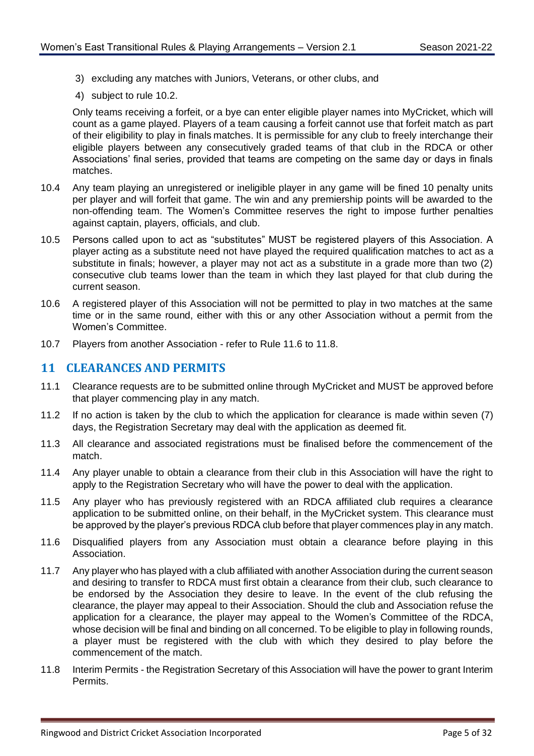3) excluding any matches with Juniors, Veterans, or other clubs, and
4) subject to rule 10.2.

Only teams receiving a forfeit, or a bye can enter eligible player names into MyCricket, which will count as a game played. Players of a team causing a forfeit cannot use that forfeit match as part of their eligibility to play in finals matches. It is permissible for any club to freely interchange their eligible players between any consecutively graded teams of that club in the RDCA or other Associations' final series, provided that teams are competing on the same day or days in finals matches.

10.4 Any team playing an unregistered or ineligible player in any game will be fined 10 penalty units per player and will forfeit that game. The win and any premiership points will be awarded to the non-offending team. The Women's Committee reserves the right to impose further penalties against captain, players, officials, and club.

10.5 Persons called upon to act as "substitutes" MUST be registered players of this Association. A player acting as a substitute need not have played the required qualification matches to act as a substitute in finals; however, a player may not act as a substitute in a grade more than two (2) consecutive club teams lower than the team in which they last played for that club during the current season.

10.6 A registered player of this Association will not be permitted to play in two matches at the same time or in the same round, either with this or any other Association without a permit from the Women's Committee.

10.7 Players from another Association - refer to Rule 11.6 to 11.8.

## 11 CLEARANCES AND PERMITS

11.1 Clearance requests are to be submitted online through MyCricket and MUST be approved before that player commencing play in any match.

11.2 If no action is taken by the club to which the application for clearance is made within seven (7) days, the Registration Secretary may deal with the application as deemed fit.

11.3 All clearance and associated registrations must be finalised before the commencement of the match.

11.4 Any player unable to obtain a clearance from their club in this Association will have the right to apply to the Registration Secretary who will have the power to deal with the application.

11.5 Any player who has previously registered with an RDCA affiliated club requires a clearance application to be submitted online, on their behalf, in the MyCricket system. This clearance must be approved by the player's previous RDCA club before that player commences play in any match.

11.6 Disqualified players from any Association must obtain a clearance before playing in this Association.

11.7 Any player who has played with a club affiliated with another Association during the current season and desiring to transfer to RDCA must first obtain a clearance from their club, such clearance to be endorsed by the Association they desire to leave. In the event of the club refusing the clearance, the player may appeal to their Association. Should the club and Association refuse the application for a clearance, the player may appeal to the Women's Committee of the RDCA, whose decision will be final and binding on all concerned. To be eligible to play in following rounds, a player must be registered with the club with which they desired to play before the commencement of the match.

11.8 Interim Permits - the Registration Secretary of this Association will have the power to grant Interim Permits.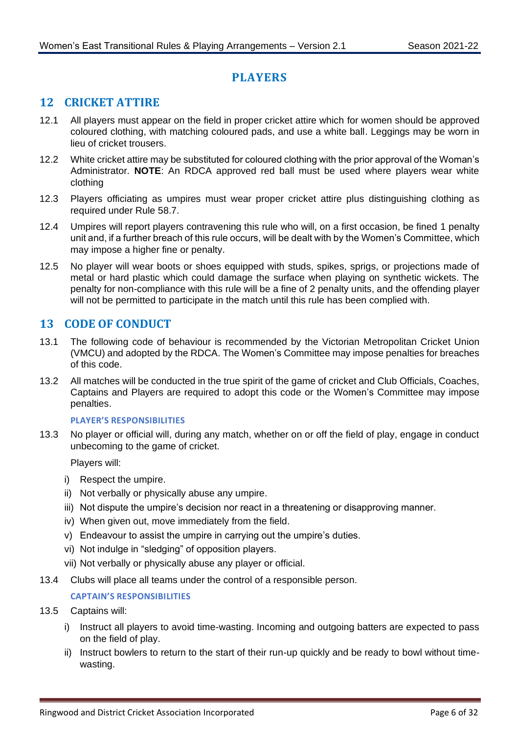# PLAYERS

## 12 CRICKET ATTIRE

12.1 All players must appear on the field in proper cricket attire which for women should be approved coloured clothing, with matching coloured pads, and use a white ball. Leggings may be worn in lieu of cricket trousers.

12.2 White cricket attire may be substituted for coloured clothing with the prior approval of the Woman's Administrator. **NOTE**: An RDCA approved red ball must be used where players wear white clothing

12.3 Players officiating as umpires must wear proper cricket attire plus distinguishing clothing as required under Rule 58.7.

12.4 Umpires will report players contravening this rule who will, on a first occasion, be fined 1 penalty unit and, if a further breach of this rule occurs, will be dealt with by the Women's Committee, which may impose a higher fine or penalty.

12.5 No player will wear boots or shoes equipped with studs, spikes, sprigs, or projections made of metal or hard plastic which could damage the surface when playing on synthetic wickets. The penalty for non-compliance with this rule will be a fine of 2 penalty units, and the offending player will not be permitted to participate in the match until this rule has been complied with.

## 13 CODE OF CONDUCT

13.1 The following code of behaviour is recommended by the Victorian Metropolitan Cricket Union (VMCU) and adopted by the RDCA. The Women's Committee may impose penalties for breaches of this code.

13.2 All matches will be conducted in the true spirit of the game of cricket and Club Officials, Coaches, Captains and Players are required to adopt this code or the Women's Committee may impose penalties.

#### PLAYER'S RESPONSIBILITIES

13.3 No player or official will, during any match, whether on or off the field of play, engage in conduct unbecoming to the game of cricket.

Players will:

i) Respect the umpire.
ii) Not verbally or physically abuse any umpire.
iii) Not dispute the umpire's decision nor react in a threatening or disapproving manner.
iv) When given out, move immediately from the field.
v) Endeavour to assist the umpire in carrying out the umpire's duties.
vi) Not indulge in "sledging" of opposition players.
vii) Not verbally or physically abuse any player or official.

13.4 Clubs will place all teams under the control of a responsible person.

#### CAPTAIN'S RESPONSIBILITIES

13.5 Captains will:

i) Instruct all players to avoid time-wasting. Incoming and outgoing batters are expected to pass on the field of play.
ii) Instruct bowlers to return to the start of their run-up quickly and be ready to bowl without time-wasting.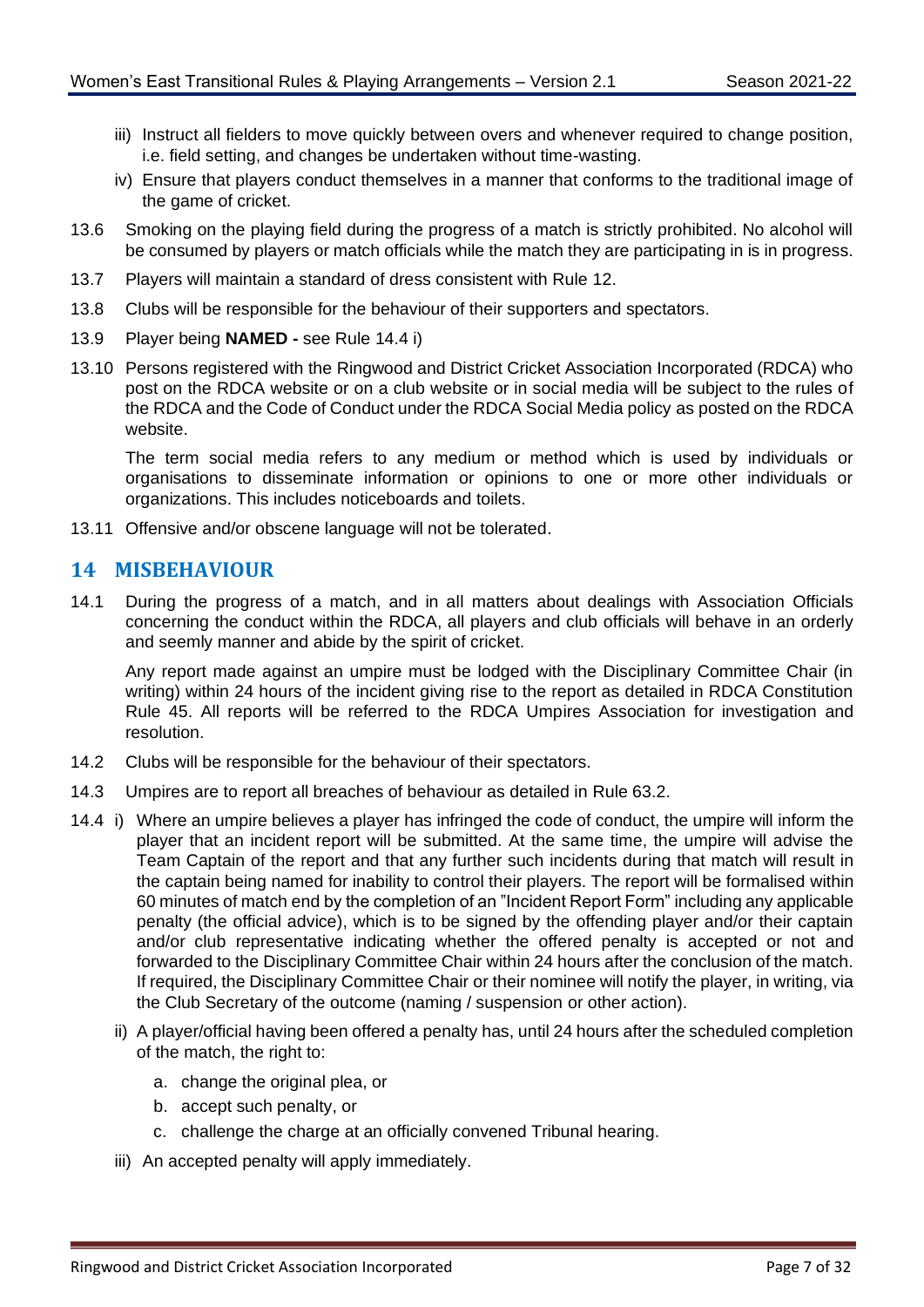iii) Instruct all fielders to move quickly between overs and whenever required to change position, i.e. field setting, and changes be undertaken without time-wasting.

iv) Ensure that players conduct themselves in a manner that conforms to the traditional image of the game of cricket.

13.6 Smoking on the playing field during the progress of a match is strictly prohibited. No alcohol will be consumed by players or match officials while the match they are participating in is in progress.

13.7 Players will maintain a standard of dress consistent with Rule 12.

13.8 Clubs will be responsible for the behaviour of their supporters and spectators.

13.9 Player being **NAMED -** see Rule 14.4 i)

13.10 Persons registered with the Ringwood and District Cricket Association Incorporated (RDCA) who post on the RDCA website or on a club website or in social media will be subject to the rules of the RDCA and the Code of Conduct under the RDCA Social Media policy as posted on the RDCA website.

The term social media refers to any medium or method which is used by individuals or organisations to disseminate information or opinions to one or more other individuals or organizations. This includes noticeboards and toilets.

13.11 Offensive and/or obscene language will not be tolerated.

## 14 MISBEHAVIOUR

14.1 During the progress of a match, and in all matters about dealings with Association Officials concerning the conduct within the RDCA, all players and club officials will behave in an orderly and seemly manner and abide by the spirit of cricket.

Any report made against an umpire must be lodged with the Disciplinary Committee Chair (in writing) within 24 hours of the incident giving rise to the report as detailed in RDCA Constitution Rule 45. All reports will be referred to the RDCA Umpires Association for investigation and resolution.

14.2 Clubs will be responsible for the behaviour of their spectators.

14.3 Umpires are to report all breaches of behaviour as detailed in Rule 63.2.

14.4 i) Where an umpire believes a player has infringed the code of conduct, the umpire will inform the player that an incident report will be submitted. At the same time, the umpire will advise the Team Captain of the report and that any further such incidents during that match will result in the captain being named for inability to control their players. The report will be formalised within 60 minutes of match end by the completion of an "Incident Report Form" including any applicable penalty (the official advice), which is to be signed by the offending player and/or their captain and/or club representative indicating whether the offered penalty is accepted or not and forwarded to the Disciplinary Committee Chair within 24 hours after the conclusion of the match. If required, the Disciplinary Committee Chair or their nominee will notify the player, in writing, via the Club Secretary of the outcome (naming / suspension or other action).

ii) A player/official having been offered a penalty has, until 24 hours after the scheduled completion of the match, the right to:

a. change the original plea, or
b. accept such penalty, or
c. challenge the charge at an officially convened Tribunal hearing.

iii) An accepted penalty will apply immediately.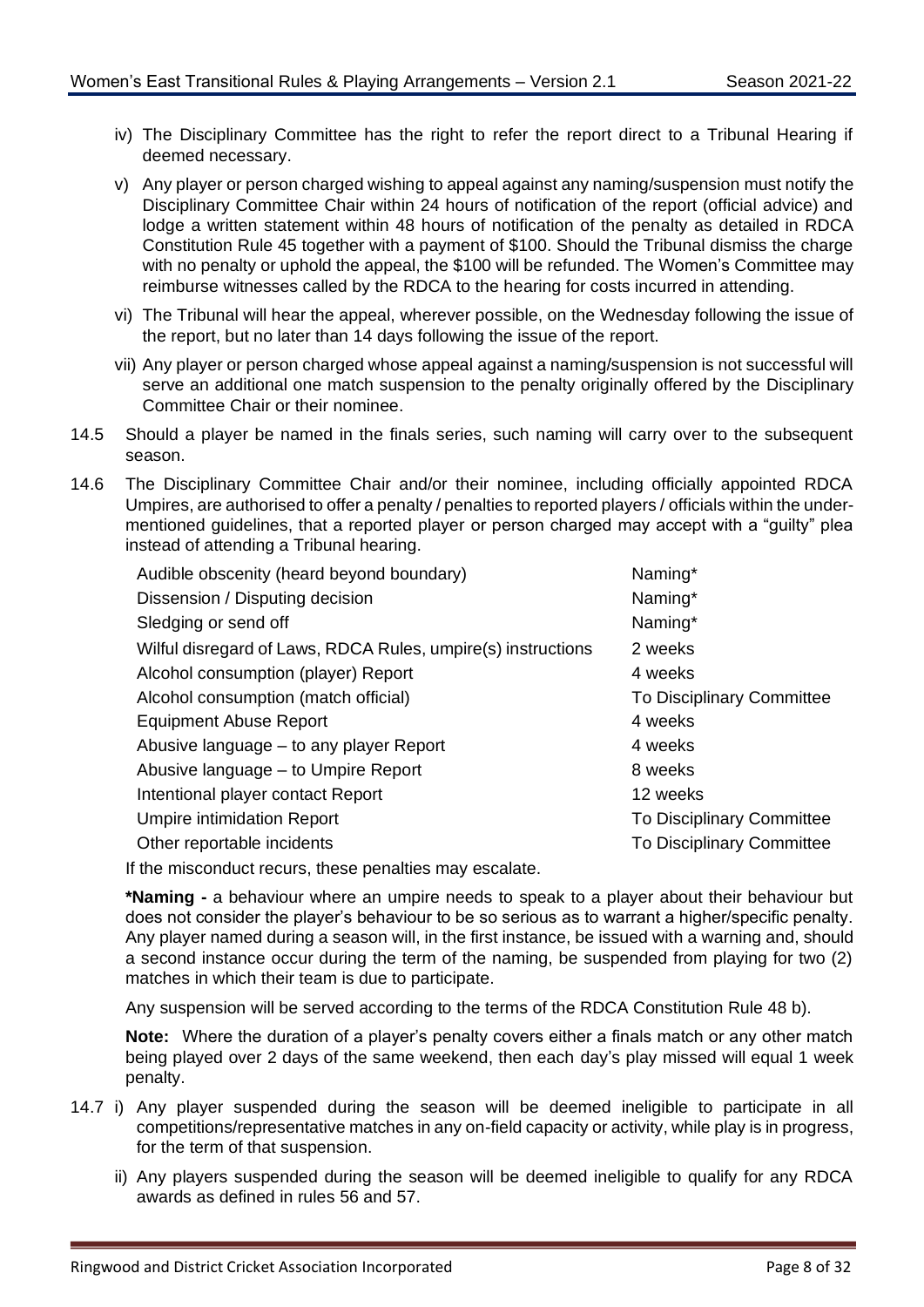iv) The Disciplinary Committee has the right to refer the report direct to a Tribunal Hearing if deemed necessary.

v) Any player or person charged wishing to appeal against any naming/suspension must notify the Disciplinary Committee Chair within 24 hours of notification of the report (official advice) and lodge a written statement within 48 hours of notification of the penalty as detailed in RDCA Constitution Rule 45 together with a payment of $100. Should the Tribunal dismiss the charge with no penalty or uphold the appeal, the $100 will be refunded. The Women's Committee may reimburse witnesses called by the RDCA to the hearing for costs incurred in attending.

vi) The Tribunal will hear the appeal, wherever possible, on the Wednesday following the issue of the report, but no later than 14 days following the issue of the report.

vii) Any player or person charged whose appeal against a naming/suspension is not successful will serve an additional one match suspension to the penalty originally offered by the Disciplinary Committee Chair or their nominee.

14.5 Should a player be named in the finals series, such naming will carry over to the subsequent season.

14.6 The Disciplinary Committee Chair and/or their nominee, including officially appointed RDCA Umpires, are authorised to offer a penalty / penalties to reported players / officials within the under-mentioned guidelines, that a reported player or person charged may accept with a "guilty" plea instead of attending a Tribunal hearing.

| Offence | Penalty |
|---|---|
| Audible obscenity (heard beyond boundary) | Naming* |
| Dissension / Disputing decision | Naming* |
| Sledging or send off | Naming* |
| Wilful disregard of Laws, RDCA Rules, umpire(s) instructions | 2 weeks |
| Alcohol consumption (player) Report | 4 weeks |
| Alcohol consumption (match official) | To Disciplinary Committee |
| Equipment Abuse Report | 4 weeks |
| Abusive language – to any player Report | 4 weeks |
| Abusive language – to Umpire Report | 8 weeks |
| Intentional player contact Report | 12 weeks |
| Umpire intimidation Report | To Disciplinary Committee |
| Other reportable incidents | To Disciplinary Committee |

If the misconduct recurs, these penalties may escalate.

**\*Naming -** a behaviour where an umpire needs to speak to a player about their behaviour but does not consider the player's behaviour to be so serious as to warrant a higher/specific penalty. Any player named during a season will, in the first instance, be issued with a warning and, should a second instance occur during the term of the naming, be suspended from playing for two (2) matches in which their team is due to participate.

Any suspension will be served according to the terms of the RDCA Constitution Rule 48 b).

**Note:** Where the duration of a player's penalty covers either a finals match or any other match being played over 2 days of the same weekend, then each day's play missed will equal 1 week penalty.

14.7 i) Any player suspended during the season will be deemed ineligible to participate in all competitions/representative matches in any on-field capacity or activity, while play is in progress, for the term of that suspension.

ii) Any players suspended during the season will be deemed ineligible to qualify for any RDCA awards as defined in rules 56 and 57.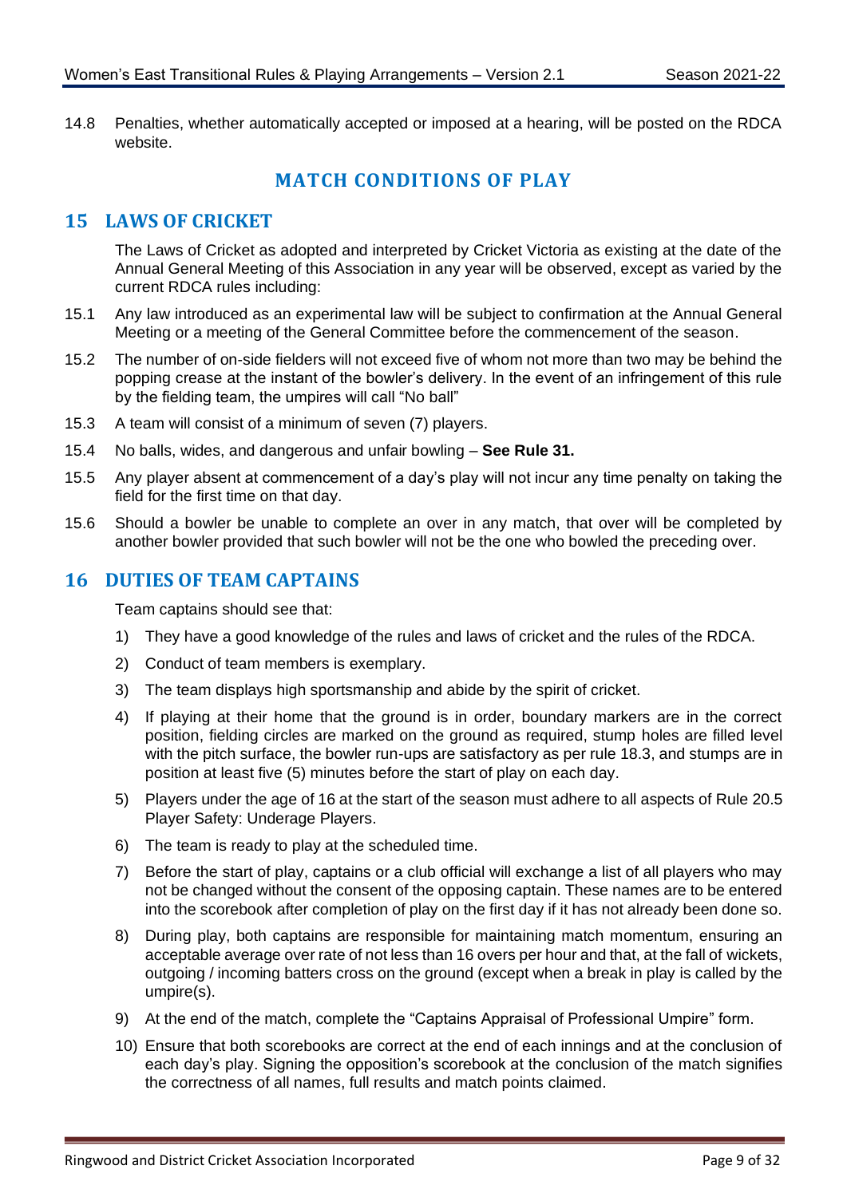14.8 Penalties, whether automatically accepted or imposed at a hearing, will be posted on the RDCA website.

# MATCH CONDITIONS OF PLAY

## 15 LAWS OF CRICKET

The Laws of Cricket as adopted and interpreted by Cricket Victoria as existing at the date of the Annual General Meeting of this Association in any year will be observed, except as varied by the current RDCA rules including:

15.1 Any law introduced as an experimental law will be subject to confirmation at the Annual General Meeting or a meeting of the General Committee before the commencement of the season.

15.2 The number of on-side fielders will not exceed five of whom not more than two may be behind the popping crease at the instant of the bowler's delivery. In the event of an infringement of this rule by the fielding team, the umpires will call "No ball"

15.3 A team will consist of a minimum of seven (7) players.

15.4 No balls, wides, and dangerous and unfair bowling – **See Rule 31.**

15.5 Any player absent at commencement of a day's play will not incur any time penalty on taking the field for the first time on that day.

15.6 Should a bowler be unable to complete an over in any match, that over will be completed by another bowler provided that such bowler will not be the one who bowled the preceding over.

## 16 DUTIES OF TEAM CAPTAINS

Team captains should see that:

1) They have a good knowledge of the rules and laws of cricket and the rules of the RDCA.
2) Conduct of team members is exemplary.
3) The team displays high sportsmanship and abide by the spirit of cricket.
4) If playing at their home that the ground is in order, boundary markers are in the correct position, fielding circles are marked on the ground as required, stump holes are filled level with the pitch surface, the bowler run-ups are satisfactory as per rule 18.3, and stumps are in position at least five (5) minutes before the start of play on each day.
5) Players under the age of 16 at the start of the season must adhere to all aspects of Rule 20.5 Player Safety: Underage Players.
6) The team is ready to play at the scheduled time.
7) Before the start of play, captains or a club official will exchange a list of all players who may not be changed without the consent of the opposing captain. These names are to be entered into the scorebook after completion of play on the first day if it has not already been done so.
8) During play, both captains are responsible for maintaining match momentum, ensuring an acceptable average over rate of not less than 16 overs per hour and that, at the fall of wickets, outgoing / incoming batters cross on the ground (except when a break in play is called by the umpire(s).
9) At the end of the match, complete the "Captains Appraisal of Professional Umpire" form.
10) Ensure that both scorebooks are correct at the end of each innings and at the conclusion of each day's play. Signing the opposition's scorebook at the conclusion of the match signifies the correctness of all names, full results and match points claimed.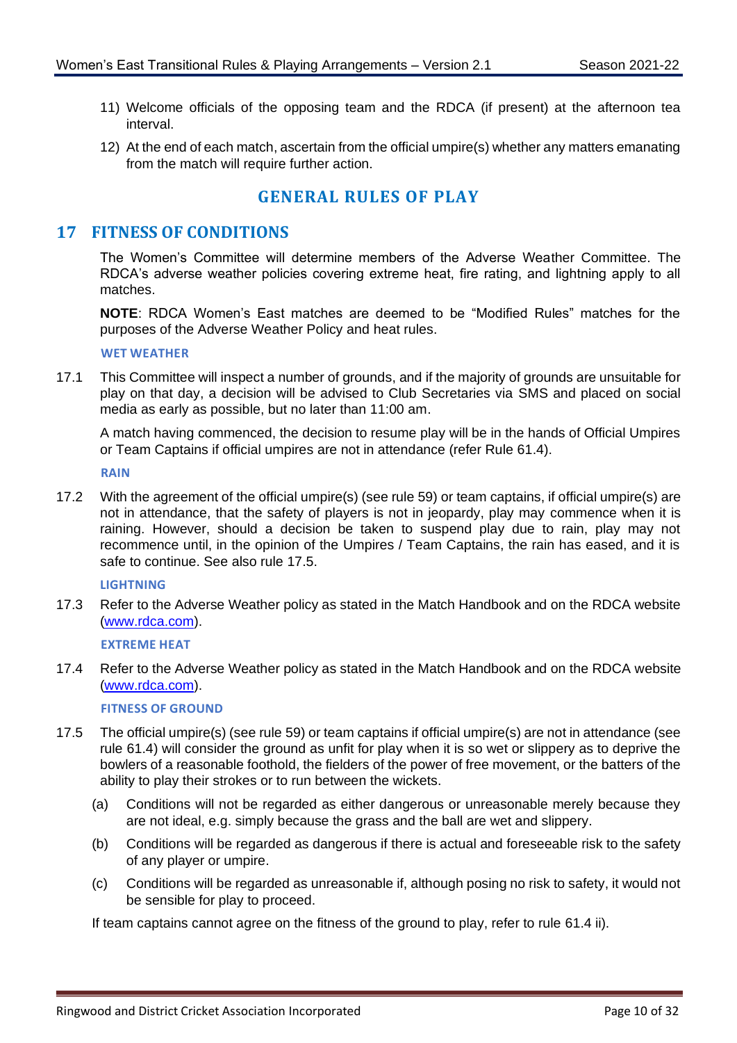11) Welcome officials of the opposing team and the RDCA (if present) at the afternoon tea interval.

12) At the end of each match, ascertain from the official umpire(s) whether any matters emanating from the match will require further action.

# GENERAL RULES OF PLAY

## 17 FITNESS OF CONDITIONS

The Women's Committee will determine members of the Adverse Weather Committee. The RDCA's adverse weather policies covering extreme heat, fire rating, and lightning apply to all matches.

**NOTE**: RDCA Women's East matches are deemed to be "Modified Rules" matches for the purposes of the Adverse Weather Policy and heat rules.

### WET WEATHER

17.1 This Committee will inspect a number of grounds, and if the majority of grounds are unsuitable for play on that day, a decision will be advised to Club Secretaries via SMS and placed on social media as early as possible, but no later than 11:00 am.

A match having commenced, the decision to resume play will be in the hands of Official Umpires or Team Captains if official umpires are not in attendance (refer Rule 61.4).

### RAIN

17.2 With the agreement of the official umpire(s) (see rule 59) or team captains, if official umpire(s) are not in attendance, that the safety of players is not in jeopardy, play may commence when it is raining. However, should a decision be taken to suspend play due to rain, play may not recommence until, in the opinion of the Umpires / Team Captains, the rain has eased, and it is safe to continue. See also rule 17.5.

### LIGHTNING

17.3 Refer to the Adverse Weather policy as stated in the Match Handbook and on the RDCA website (www.rdca.com).

### EXTREME HEAT

17.4 Refer to the Adverse Weather policy as stated in the Match Handbook and on the RDCA website (www.rdca.com).

### FITNESS OF GROUND

17.5 The official umpire(s) (see rule 59) or team captains if official umpire(s) are not in attendance (see rule 61.4) will consider the ground as unfit for play when it is so wet or slippery as to deprive the bowlers of a reasonable foothold, the fielders of the power of free movement, or the batters of the ability to play their strokes or to run between the wickets.

(a) Conditions will not be regarded as either dangerous or unreasonable merely because they are not ideal, e.g. simply because the grass and the ball are wet and slippery.

(b) Conditions will be regarded as dangerous if there is actual and foreseeable risk to the safety of any player or umpire.

(c) Conditions will be regarded as unreasonable if, although posing no risk to safety, it would not be sensible for play to proceed.

If team captains cannot agree on the fitness of the ground to play, refer to rule 61.4 ii).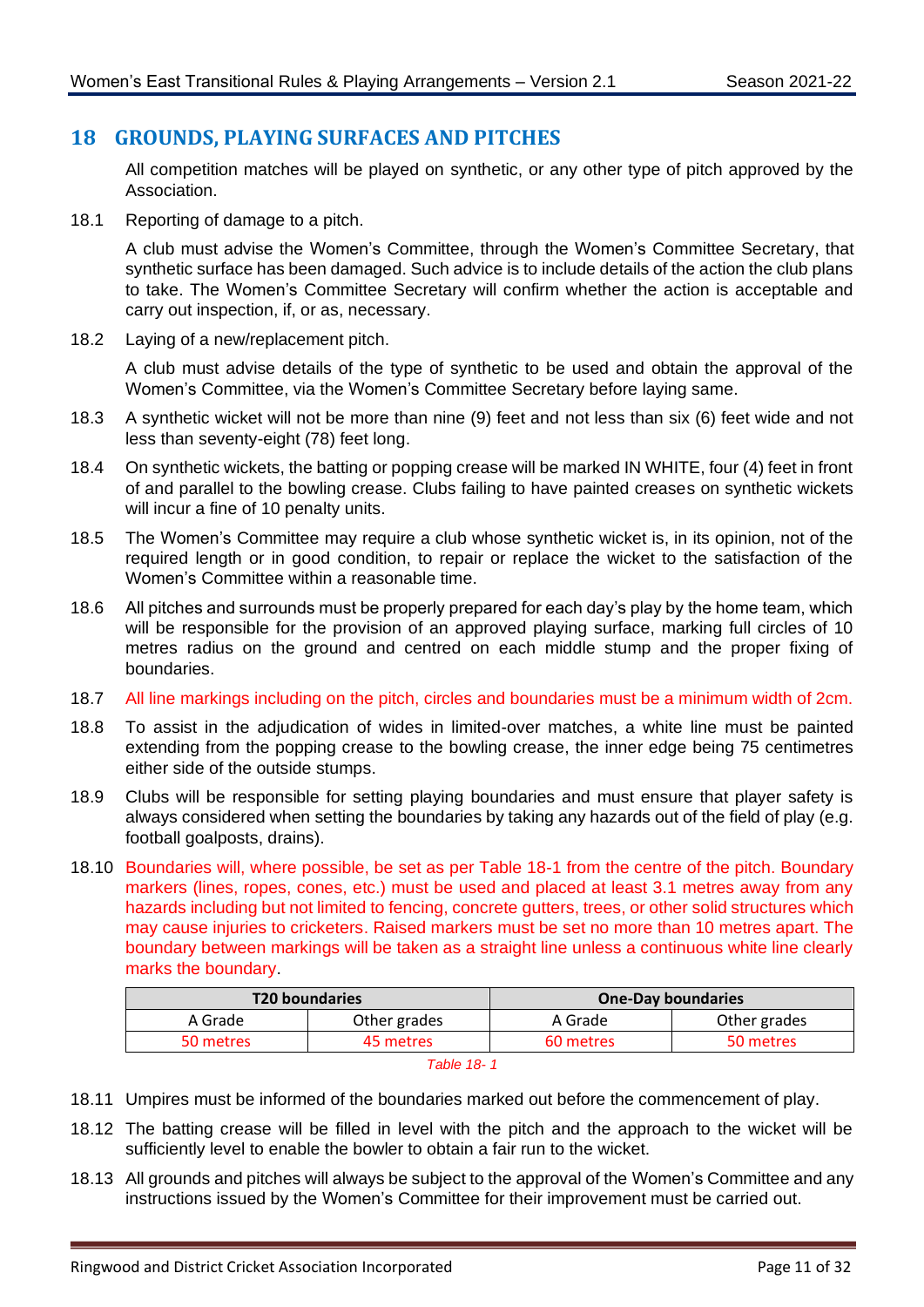## 18 GROUNDS, PLAYING SURFACES AND PITCHES

All competition matches will be played on synthetic, or any other type of pitch approved by the Association.

18.1 Reporting of damage to a pitch.

A club must advise the Women's Committee, through the Women's Committee Secretary, that synthetic surface has been damaged. Such advice is to include details of the action the club plans to take. The Women's Committee Secretary will confirm whether the action is acceptable and carry out inspection, if, or as, necessary.

18.2 Laying of a new/replacement pitch.

A club must advise details of the type of synthetic to be used and obtain the approval of the Women's Committee, via the Women's Committee Secretary before laying same.

18.3 A synthetic wicket will not be more than nine (9) feet and not less than six (6) feet wide and not less than seventy-eight (78) feet long.

18.4 On synthetic wickets, the batting or popping crease will be marked IN WHITE, four (4) feet in front of and parallel to the bowling crease. Clubs failing to have painted creases on synthetic wickets will incur a fine of 10 penalty units.

18.5 The Women's Committee may require a club whose synthetic wicket is, in its opinion, not of the required length or in good condition, to repair or replace the wicket to the satisfaction of the Women's Committee within a reasonable time.

18.6 All pitches and surrounds must be properly prepared for each day's play by the home team, which will be responsible for the provision of an approved playing surface, marking full circles of 10 metres radius on the ground and centred on each middle stump and the proper fixing of boundaries.

18.7 All line markings including on the pitch, circles and boundaries must be a minimum width of 2cm.

18.8 To assist in the adjudication of wides in limited-over matches, a white line must be painted extending from the popping crease to the bowling crease, the inner edge being 75 centimetres either side of the outside stumps.

18.9 Clubs will be responsible for setting playing boundaries and must ensure that player safety is always considered when setting the boundaries by taking any hazards out of the field of play (e.g. football goalposts, drains).

18.10 Boundaries will, where possible, be set as per Table 18-1 from the centre of the pitch. Boundary markers (lines, ropes, cones, etc.) must be used and placed at least 3.1 metres away from any hazards including but not limited to fencing, concrete gutters, trees, or other solid structures which may cause injuries to cricketers. Raised markers must be set no more than 10 metres apart. The boundary between markings will be taken as a straight line unless a continuous white line clearly marks the boundary.

| **T20 boundaries** | | **One-Day boundaries** | |
|---|---|---|---|
| A Grade | Other grades | A Grade | Other grades |
| 50 metres | 45 metres | 60 metres | 50 metres |

*Table 18- 1*

18.11 Umpires must be informed of the boundaries marked out before the commencement of play.

18.12 The batting crease will be filled in level with the pitch and the approach to the wicket will be sufficiently level to enable the bowler to obtain a fair run to the wicket.

18.13 All grounds and pitches will always be subject to the approval of the Women's Committee and any instructions issued by the Women's Committee for their improvement must be carried out.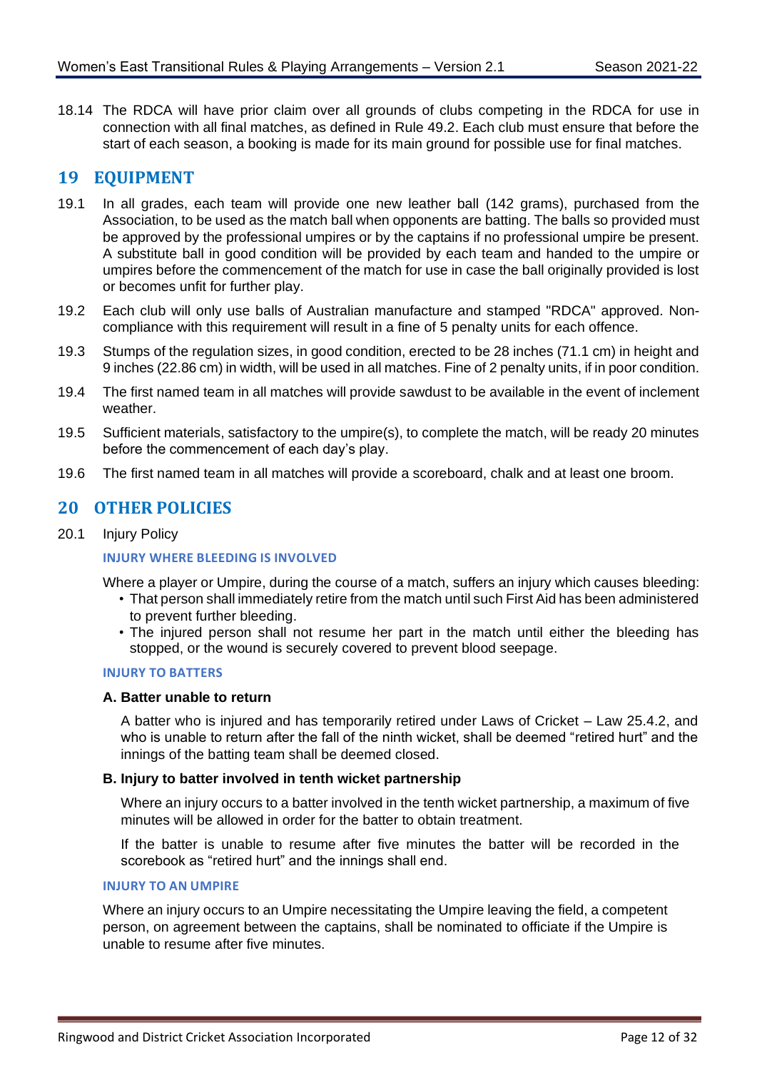18.14 The RDCA will have prior claim over all grounds of clubs competing in the RDCA for use in connection with all final matches, as defined in Rule 49.2. Each club must ensure that before the start of each season, a booking is made for its main ground for possible use for final matches.

## 19 EQUIPMENT

19.1 In all grades, each team will provide one new leather ball (142 grams), purchased from the Association, to be used as the match ball when opponents are batting. The balls so provided must be approved by the professional umpires or by the captains if no professional umpire be present. A substitute ball in good condition will be provided by each team and handed to the umpire or umpires before the commencement of the match for use in case the ball originally provided is lost or becomes unfit for further play.

19.2 Each club will only use balls of Australian manufacture and stamped "RDCA" approved. Non-compliance with this requirement will result in a fine of 5 penalty units for each offence.

19.3 Stumps of the regulation sizes, in good condition, erected to be 28 inches (71.1 cm) in height and 9 inches (22.86 cm) in width, will be used in all matches. Fine of 2 penalty units, if in poor condition.

19.4 The first named team in all matches will provide sawdust to be available in the event of inclement weather.

19.5 Sufficient materials, satisfactory to the umpire(s), to complete the match, will be ready 20 minutes before the commencement of each day's play.

19.6 The first named team in all matches will provide a scoreboard, chalk and at least one broom.

## 20 OTHER POLICIES

20.1 Injury Policy

#### INJURY WHERE BLEEDING IS INVOLVED

Where a player or Umpire, during the course of a match, suffers an injury which causes bleeding:

- That person shall immediately retire from the match until such First Aid has been administered to prevent further bleeding.
- The injured person shall not resume her part in the match until either the bleeding has stopped, or the wound is securely covered to prevent blood seepage.

#### INJURY TO BATTERS

**A. Batter unable to return**

A batter who is injured and has temporarily retired under Laws of Cricket – Law 25.4.2, and who is unable to return after the fall of the ninth wicket, shall be deemed "retired hurt" and the innings of the batting team shall be deemed closed.

**B. Injury to batter involved in tenth wicket partnership**

Where an injury occurs to a batter involved in the tenth wicket partnership, a maximum of five minutes will be allowed in order for the batter to obtain treatment.

If the batter is unable to resume after five minutes the batter will be recorded in the scorebook as "retired hurt" and the innings shall end.

#### INJURY TO AN UMPIRE

Where an injury occurs to an Umpire necessitating the Umpire leaving the field, a competent person, on agreement between the captains, shall be nominated to officiate if the Umpire is unable to resume after five minutes.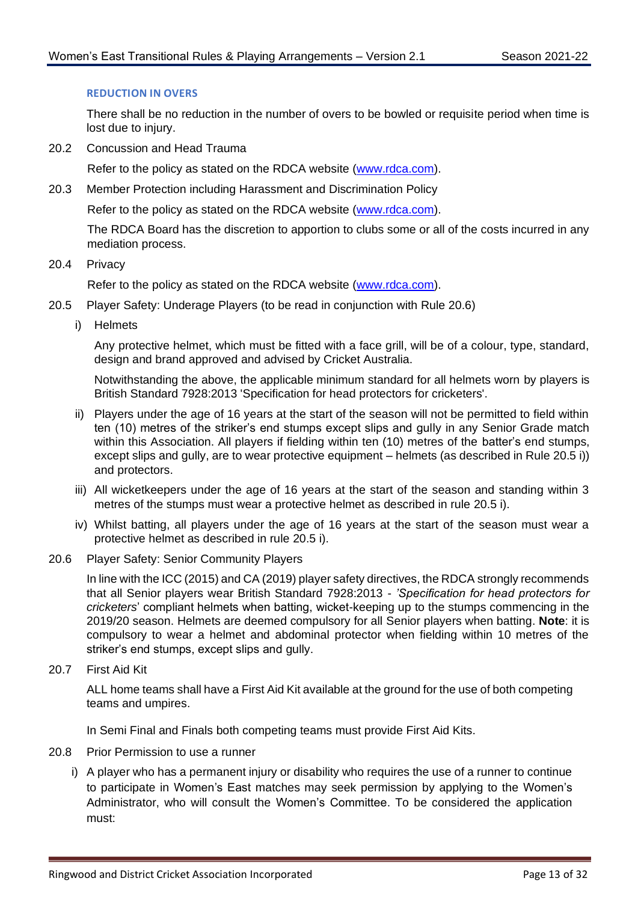#### REDUCTION IN OVERS

There shall be no reduction in the number of overs to be bowled or requisite period when time is lost due to injury.

20.2 Concussion and Head Trauma

Refer to the policy as stated on the RDCA website (www.rdca.com).

20.3 Member Protection including Harassment and Discrimination Policy

Refer to the policy as stated on the RDCA website (www.rdca.com).

The RDCA Board has the discretion to apportion to clubs some or all of the costs incurred in any mediation process.

20.4 Privacy

Refer to the policy as stated on the RDCA website (www.rdca.com).

20.5 Player Safety: Underage Players (to be read in conjunction with Rule 20.6)

i) Helmets

Any protective helmet, which must be fitted with a face grill, will be of a colour, type, standard, design and brand approved and advised by Cricket Australia.

Notwithstanding the above, the applicable minimum standard for all helmets worn by players is British Standard 7928:2013 'Specification for head protectors for cricketers'.

ii) Players under the age of 16 years at the start of the season will not be permitted to field within ten (10) metres of the striker's end stumps except slips and gully in any Senior Grade match within this Association. All players if fielding within ten (10) metres of the batter's end stumps, except slips and gully, are to wear protective equipment – helmets (as described in Rule 20.5 i)) and protectors.

iii) All wicketkeepers under the age of 16 years at the start of the season and standing within 3 metres of the stumps must wear a protective helmet as described in rule 20.5 i).

iv) Whilst batting, all players under the age of 16 years at the start of the season must wear a protective helmet as described in rule 20.5 i).

20.6 Player Safety: Senior Community Players

In line with the ICC (2015) and CA (2019) player safety directives, the RDCA strongly recommends that all Senior players wear British Standard 7928:2013 - *'Specification for head protectors for cricketers*' compliant helmets when batting, wicket-keeping up to the stumps commencing in the 2019/20 season. Helmets are deemed compulsory for all Senior players when batting. **Note**: it is compulsory to wear a helmet and abdominal protector when fielding within 10 metres of the striker's end stumps, except slips and gully.

20.7 First Aid Kit

ALL home teams shall have a First Aid Kit available at the ground for the use of both competing teams and umpires.

In Semi Final and Finals both competing teams must provide First Aid Kits.

20.8 Prior Permission to use a runner

i) A player who has a permanent injury or disability who requires the use of a runner to continue to participate in Women's East matches may seek permission by applying to the Women's Administrator, who will consult the Women's Committee. To be considered the application must: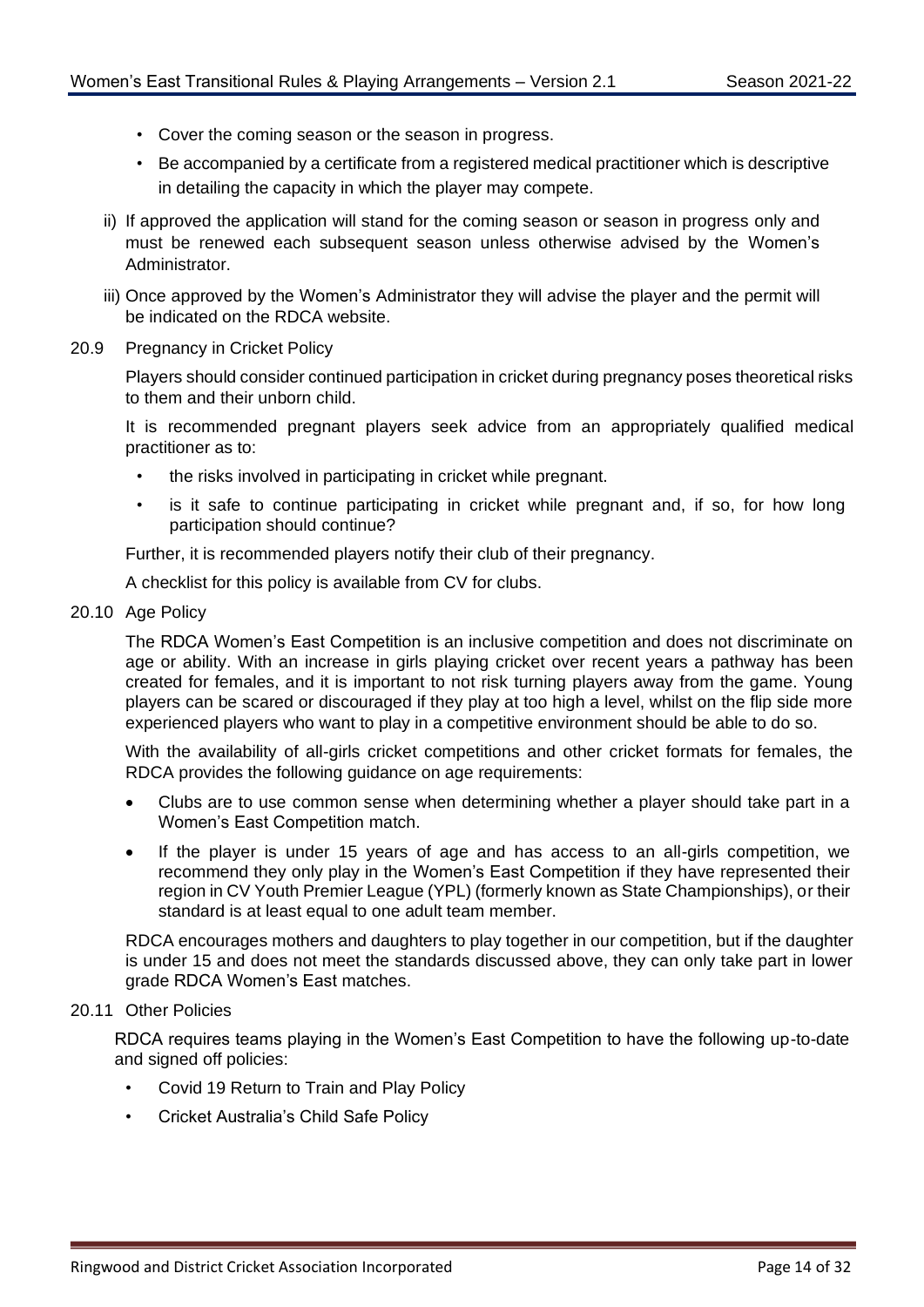- Cover the coming season or the season in progress.
- Be accompanied by a certificate from a registered medical practitioner which is descriptive in detailing the capacity in which the player may compete.

ii) If approved the application will stand for the coming season or season in progress only and must be renewed each subsequent season unless otherwise advised by the Women's Administrator.

iii) Once approved by the Women's Administrator they will advise the player and the permit will be indicated on the RDCA website.

20.9 Pregnancy in Cricket Policy

Players should consider continued participation in cricket during pregnancy poses theoretical risks to them and their unborn child.

It is recommended pregnant players seek advice from an appropriately qualified medical practitioner as to:

- the risks involved in participating in cricket while pregnant.
- is it safe to continue participating in cricket while pregnant and, if so, for how long participation should continue?

Further, it is recommended players notify their club of their pregnancy.

A checklist for this policy is available from CV for clubs.

20.10 Age Policy

The RDCA Women's East Competition is an inclusive competition and does not discriminate on age or ability. With an increase in girls playing cricket over recent years a pathway has been created for females, and it is important to not risk turning players away from the game. Young players can be scared or discouraged if they play at too high a level, whilst on the flip side more experienced players who want to play in a competitive environment should be able to do so.

With the availability of all-girls cricket competitions and other cricket formats for females, the RDCA provides the following guidance on age requirements:

- Clubs are to use common sense when determining whether a player should take part in a Women's East Competition match.
- If the player is under 15 years of age and has access to an all-girls competition, we recommend they only play in the Women's East Competition if they have represented their region in CV Youth Premier League (YPL) (formerly known as State Championships), or their standard is at least equal to one adult team member.

RDCA encourages mothers and daughters to play together in our competition, but if the daughter is under 15 and does not meet the standards discussed above, they can only take part in lower grade RDCA Women's East matches.

20.11 Other Policies

RDCA requires teams playing in the Women's East Competition to have the following up-to-date and signed off policies:

- Covid 19 Return to Train and Play Policy
- Cricket Australia's Child Safe Policy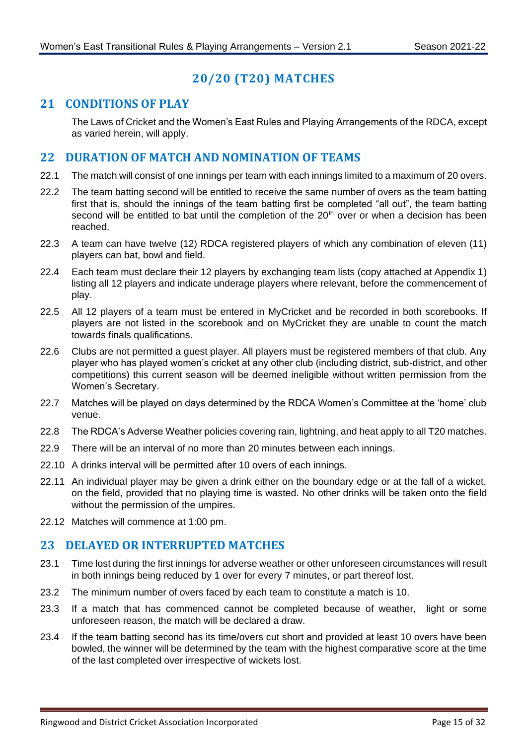# 20/20 (T20) MATCHES

## 21 CONDITIONS OF PLAY

The Laws of Cricket and the Women's East Rules and Playing Arrangements of the RDCA, except as varied herein, will apply.

## 22 DURATION OF MATCH AND NOMINATION OF TEAMS

22.1 The match will consist of one innings per team with each innings limited to a maximum of 20 overs.

22.2 The team batting second will be entitled to receive the same number of overs as the team batting first that is, should the innings of the team batting first be completed "all out", the team batting second will be entitled to bat until the completion of the 20th over or when a decision has been reached.

22.3 A team can have twelve (12) RDCA registered players of which any combination of eleven (11) players can bat, bowl and field.

22.4 Each team must declare their 12 players by exchanging team lists (copy attached at Appendix 1) listing all 12 players and indicate underage players where relevant, before the commencement of play.

22.5 All 12 players of a team must be entered in MyCricket and be recorded in both scorebooks. If players are not listed in the scorebook and on MyCricket they are unable to count the match towards finals qualifications.

22.6 Clubs are not permitted a guest player. All players must be registered members of that club. Any player who has played women's cricket at any other club (including district, sub-district, and other competitions) this current season will be deemed ineligible without written permission from the Women's Secretary.

22.7 Matches will be played on days determined by the RDCA Women's Committee at the 'home' club venue.

22.8 The RDCA's Adverse Weather policies covering rain, lightning, and heat apply to all T20 matches.

22.9 There will be an interval of no more than 20 minutes between each innings.

22.10 A drinks interval will be permitted after 10 overs of each innings.

22.11 An individual player may be given a drink either on the boundary edge or at the fall of a wicket, on the field, provided that no playing time is wasted. No other drinks will be taken onto the field without the permission of the umpires.

22.12 Matches will commence at 1:00 pm.

## 23 DELAYED OR INTERRUPTED MATCHES

23.1 Time lost during the first innings for adverse weather or other unforeseen circumstances will result in both innings being reduced by 1 over for every 7 minutes, or part thereof lost.

23.2 The minimum number of overs faced by each team to constitute a match is 10.

23.3 If a match that has commenced cannot be completed because of weather, light or some unforeseen reason, the match will be declared a draw.

23.4 If the team batting second has its time/overs cut short and provided at least 10 overs have been bowled, the winner will be determined by the team with the highest comparative score at the time of the last completed over irrespective of wickets lost.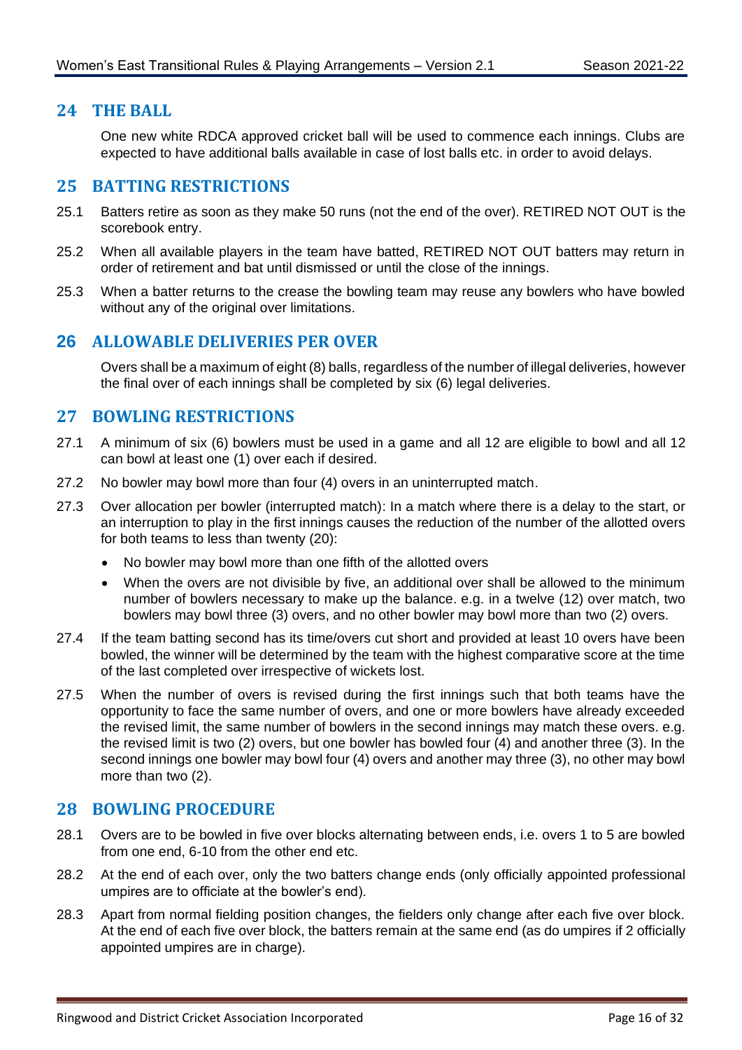## 24 THE BALL

One new white RDCA approved cricket ball will be used to commence each innings. Clubs are expected to have additional balls available in case of lost balls etc. in order to avoid delays.

## 25 BATTING RESTRICTIONS

25.1 Batters retire as soon as they make 50 runs (not the end of the over). RETIRED NOT OUT is the scorebook entry.

25.2 When all available players in the team have batted, RETIRED NOT OUT batters may return in order of retirement and bat until dismissed or until the close of the innings.

25.3 When a batter returns to the crease the bowling team may reuse any bowlers who have bowled without any of the original over limitations.

## 26 ALLOWABLE DELIVERIES PER OVER

Overs shall be a maximum of eight (8) balls, regardless of the number of illegal deliveries, however the final over of each innings shall be completed by six (6) legal deliveries.

## 27 BOWLING RESTRICTIONS

27.1 A minimum of six (6) bowlers must be used in a game and all 12 are eligible to bowl and all 12 can bowl at least one (1) over each if desired.

27.2 No bowler may bowl more than four (4) overs in an uninterrupted match.

27.3 Over allocation per bowler (interrupted match): In a match where there is a delay to the start, or an interruption to play in the first innings causes the reduction of the number of the allotted overs for both teams to less than twenty (20):

- No bowler may bowl more than one fifth of the allotted overs
- When the overs are not divisible by five, an additional over shall be allowed to the minimum number of bowlers necessary to make up the balance. e.g. in a twelve (12) over match, two bowlers may bowl three (3) overs, and no other bowler may bowl more than two (2) overs.

27.4 If the team batting second has its time/overs cut short and provided at least 10 overs have been bowled, the winner will be determined by the team with the highest comparative score at the time of the last completed over irrespective of wickets lost.

27.5 When the number of overs is revised during the first innings such that both teams have the opportunity to face the same number of overs, and one or more bowlers have already exceeded the revised limit, the same number of bowlers in the second innings may match these overs. e.g. the revised limit is two (2) overs, but one bowler has bowled four (4) and another three (3). In the second innings one bowler may bowl four (4) overs and another may three (3), no other may bowl more than two (2).

## 28 BOWLING PROCEDURE

28.1 Overs are to be bowled in five over blocks alternating between ends, i.e. overs 1 to 5 are bowled from one end, 6-10 from the other end etc.

28.2 At the end of each over, only the two batters change ends (only officially appointed professional umpires are to officiate at the bowler's end).

28.3 Apart from normal fielding position changes, the fielders only change after each five over block. At the end of each five over block, the batters remain at the same end (as do umpires if 2 officially appointed umpires are in charge).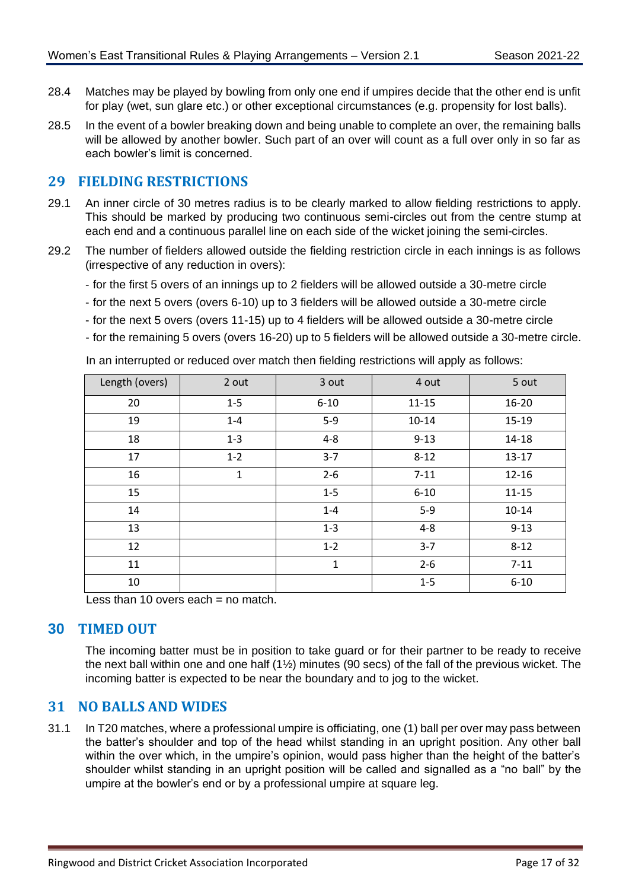28.4 Matches may be played by bowling from only one end if umpires decide that the other end is unfit for play (wet, sun glare etc.) or other exceptional circumstances (e.g. propensity for lost balls).

28.5 In the event of a bowler breaking down and being unable to complete an over, the remaining balls will be allowed by another bowler. Such part of an over will count as a full over only in so far as each bowler's limit is concerned.

## 29 FIELDING RESTRICTIONS

29.1 An inner circle of 30 metres radius is to be clearly marked to allow fielding restrictions to apply. This should be marked by producing two continuous semi-circles out from the centre stump at each end and a continuous parallel line on each side of the wicket joining the semi-circles.

29.2 The number of fielders allowed outside the fielding restriction circle in each innings is as follows (irrespective of any reduction in overs):

- for the first 5 overs of an innings up to 2 fielders will be allowed outside a 30-metre circle
- for the next 5 overs (overs 6-10) up to 3 fielders will be allowed outside a 30-metre circle
- for the next 5 overs (overs 11-15) up to 4 fielders will be allowed outside a 30-metre circle
- for the remaining 5 overs (overs 16-20) up to 5 fielders will be allowed outside a 30-metre circle.

In an interrupted or reduced over match then fielding restrictions will apply as follows:

| Length (overs) | 2 out | 3 out | 4 out | 5 out |
|---|---|---|---|---|
| 20 | 1-5 | 6-10 | 11-15 | 16-20 |
| 19 | 1-4 | 5-9 | 10-14 | 15-19 |
| 18 | 1-3 | 4-8 | 9-13 | 14-18 |
| 17 | 1-2 | 3-7 | 8-12 | 13-17 |
| 16 | 1 | 2-6 | 7-11 | 12-16 |
| 15 | | 1-5 | 6-10 | 11-15 |
| 14 | | 1-4 | 5-9 | 10-14 |
| 13 | | 1-3 | 4-8 | 9-13 |
| 12 | | 1-2 | 3-7 | 8-12 |
| 11 | | 1 | 2-6 | 7-11 |
| 10 | | | 1-5 | 6-10 |

Less than 10 overs each = no match.

## 30 TIMED OUT

The incoming batter must be in position to take guard or for their partner to be ready to receive the next ball within one and one half (1½) minutes (90 secs) of the fall of the previous wicket. The incoming batter is expected to be near the boundary and to jog to the wicket.

## 31 NO BALLS AND WIDES

31.1 In T20 matches, where a professional umpire is officiating, one (1) ball per over may pass between the batter's shoulder and top of the head whilst standing in an upright position. Any other ball within the over which, in the umpire's opinion, would pass higher than the height of the batter's shoulder whilst standing in an upright position will be called and signalled as a "no ball" by the umpire at the bowler's end or by a professional umpire at square leg.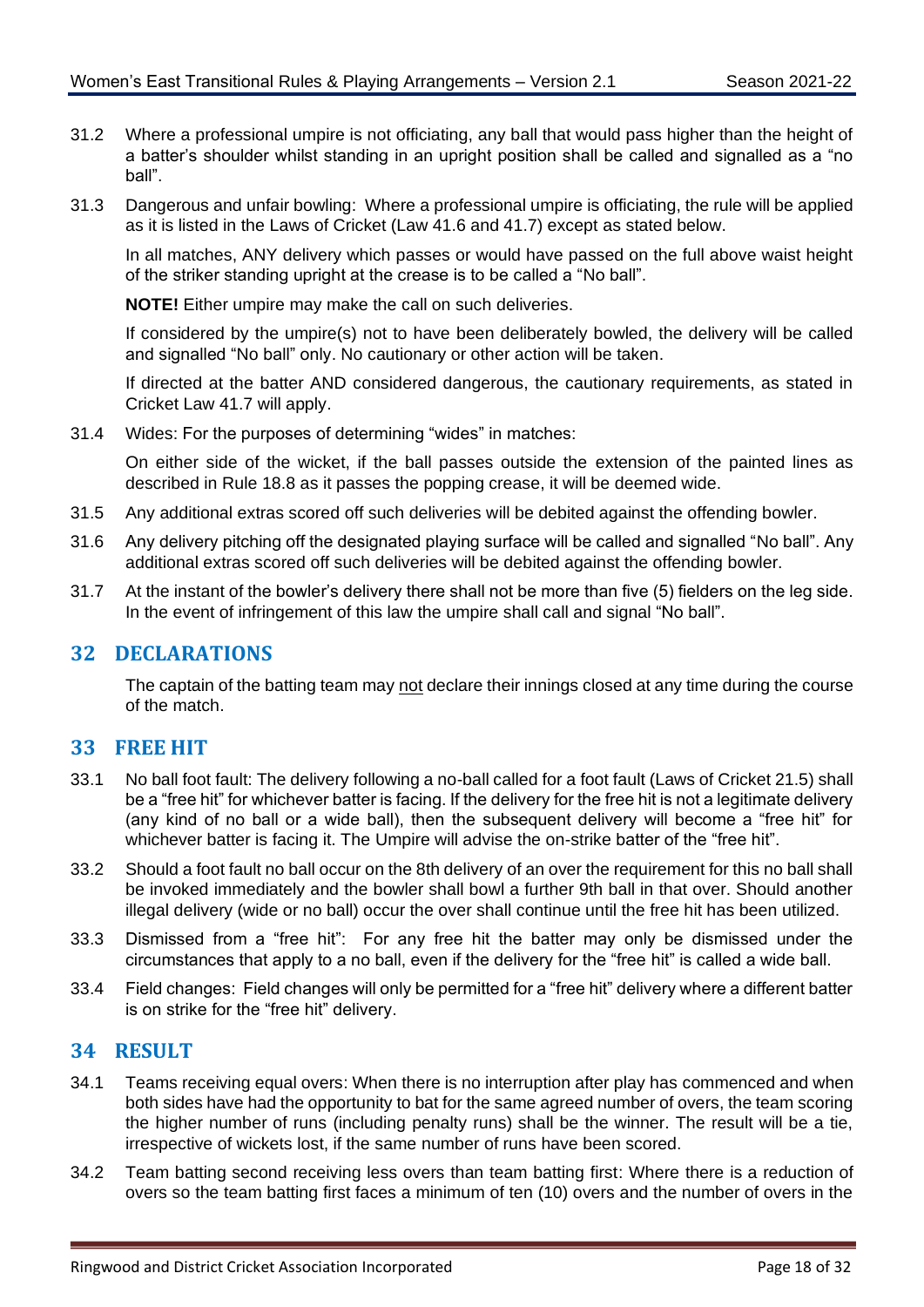31.2 Where a professional umpire is not officiating, any ball that would pass higher than the height of a batter's shoulder whilst standing in an upright position shall be called and signalled as a "no ball".

31.3 Dangerous and unfair bowling: Where a professional umpire is officiating, the rule will be applied as it is listed in the Laws of Cricket (Law 41.6 and 41.7) except as stated below.

In all matches, ANY delivery which passes or would have passed on the full above waist height of the striker standing upright at the crease is to be called a "No ball".

**NOTE!** Either umpire may make the call on such deliveries.

If considered by the umpire(s) not to have been deliberately bowled, the delivery will be called and signalled "No ball" only. No cautionary or other action will be taken.

If directed at the batter AND considered dangerous, the cautionary requirements, as stated in Cricket Law 41.7 will apply.

31.4 Wides: For the purposes of determining "wides" in matches:

On either side of the wicket, if the ball passes outside the extension of the painted lines as described in Rule 18.8 as it passes the popping crease, it will be deemed wide.

31.5 Any additional extras scored off such deliveries will be debited against the offending bowler.

31.6 Any delivery pitching off the designated playing surface will be called and signalled "No ball". Any additional extras scored off such deliveries will be debited against the offending bowler.

31.7 At the instant of the bowler's delivery there shall not be more than five (5) fielders on the leg side. In the event of infringement of this law the umpire shall call and signal "No ball".

## 32 DECLARATIONS

The captain of the batting team may not declare their innings closed at any time during the course of the match.

## 33 FREE HIT

33.1 No ball foot fault: The delivery following a no-ball called for a foot fault (Laws of Cricket 21.5) shall be a "free hit" for whichever batter is facing. If the delivery for the free hit is not a legitimate delivery (any kind of no ball or a wide ball), then the subsequent delivery will become a "free hit" for whichever batter is facing it. The Umpire will advise the on-strike batter of the "free hit".

33.2 Should a foot fault no ball occur on the 8th delivery of an over the requirement for this no ball shall be invoked immediately and the bowler shall bowl a further 9th ball in that over. Should another illegal delivery (wide or no ball) occur the over shall continue until the free hit has been utilized.

33.3 Dismissed from a "free hit": For any free hit the batter may only be dismissed under the circumstances that apply to a no ball, even if the delivery for the "free hit" is called a wide ball.

33.4 Field changes: Field changes will only be permitted for a "free hit" delivery where a different batter is on strike for the "free hit" delivery.

## 34 RESULT

34.1 Teams receiving equal overs: When there is no interruption after play has commenced and when both sides have had the opportunity to bat for the same agreed number of overs, the team scoring the higher number of runs (including penalty runs) shall be the winner. The result will be a tie, irrespective of wickets lost, if the same number of runs have been scored.

34.2 Team batting second receiving less overs than team batting first: Where there is a reduction of overs so the team batting first faces a minimum of ten (10) overs and the number of overs in the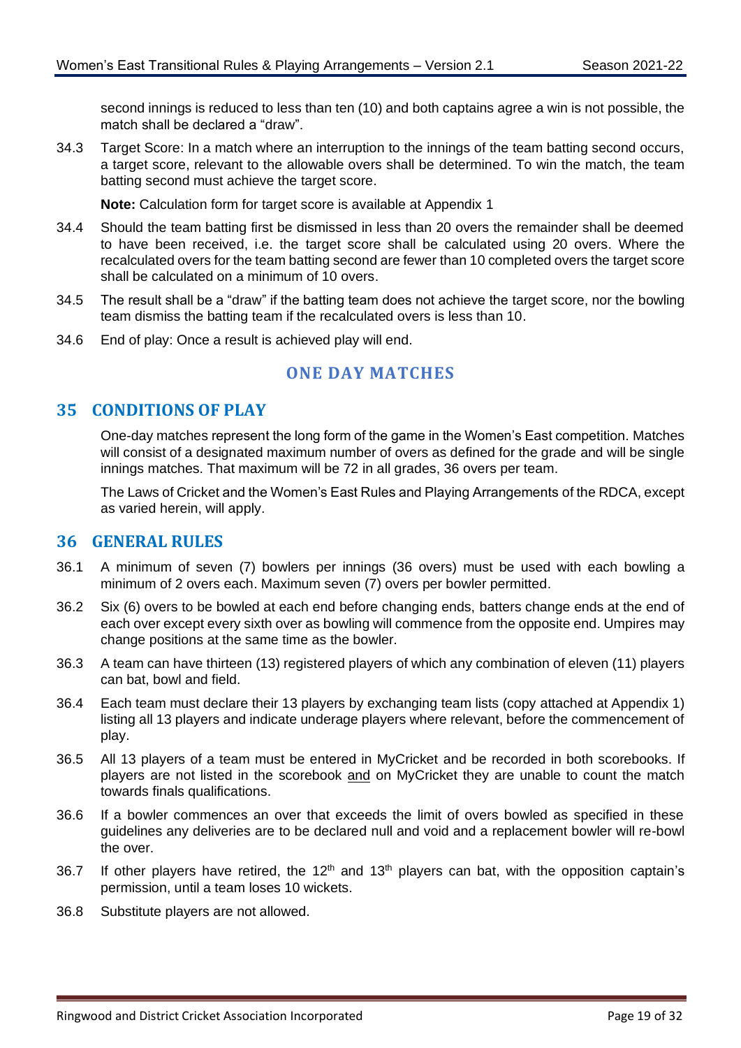second innings is reduced to less than ten (10) and both captains agree a win is not possible, the match shall be declared a "draw".

34.3 Target Score: In a match where an interruption to the innings of the team batting second occurs, a target score, relevant to the allowable overs shall be determined. To win the match, the team batting second must achieve the target score.

**Note:** Calculation form for target score is available at Appendix 1

34.4 Should the team batting first be dismissed in less than 20 overs the remainder shall be deemed to have been received, i.e. the target score shall be calculated using 20 overs. Where the recalculated overs for the team batting second are fewer than 10 completed overs the target score shall be calculated on a minimum of 10 overs.

34.5 The result shall be a "draw" if the batting team does not achieve the target score, nor the bowling team dismiss the batting team if the recalculated overs is less than 10.

34.6 End of play: Once a result is achieved play will end.

## ONE DAY MATCHES

## 35 CONDITIONS OF PLAY

One-day matches represent the long form of the game in the Women's East competition. Matches will consist of a designated maximum number of overs as defined for the grade and will be single innings matches. That maximum will be 72 in all grades, 36 overs per team.

The Laws of Cricket and the Women's East Rules and Playing Arrangements of the RDCA, except as varied herein, will apply.

## 36 GENERAL RULES

36.1 A minimum of seven (7) bowlers per innings (36 overs) must be used with each bowling a minimum of 2 overs each. Maximum seven (7) overs per bowler permitted.

36.2 Six (6) overs to be bowled at each end before changing ends, batters change ends at the end of each over except every sixth over as bowling will commence from the opposite end. Umpires may change positions at the same time as the bowler.

36.3 A team can have thirteen (13) registered players of which any combination of eleven (11) players can bat, bowl and field.

36.4 Each team must declare their 13 players by exchanging team lists (copy attached at Appendix 1) listing all 13 players and indicate underage players where relevant, before the commencement of play.

36.5 All 13 players of a team must be entered in MyCricket and be recorded in both scorebooks. If players are not listed in the scorebook and on MyCricket they are unable to count the match towards finals qualifications.

36.6 If a bowler commences an over that exceeds the limit of overs bowled as specified in these guidelines any deliveries are to be declared null and void and a replacement bowler will re-bowl the over.

36.7 If other players have retired, the 12th and 13th players can bat, with the opposition captain's permission, until a team loses 10 wickets.

36.8 Substitute players are not allowed.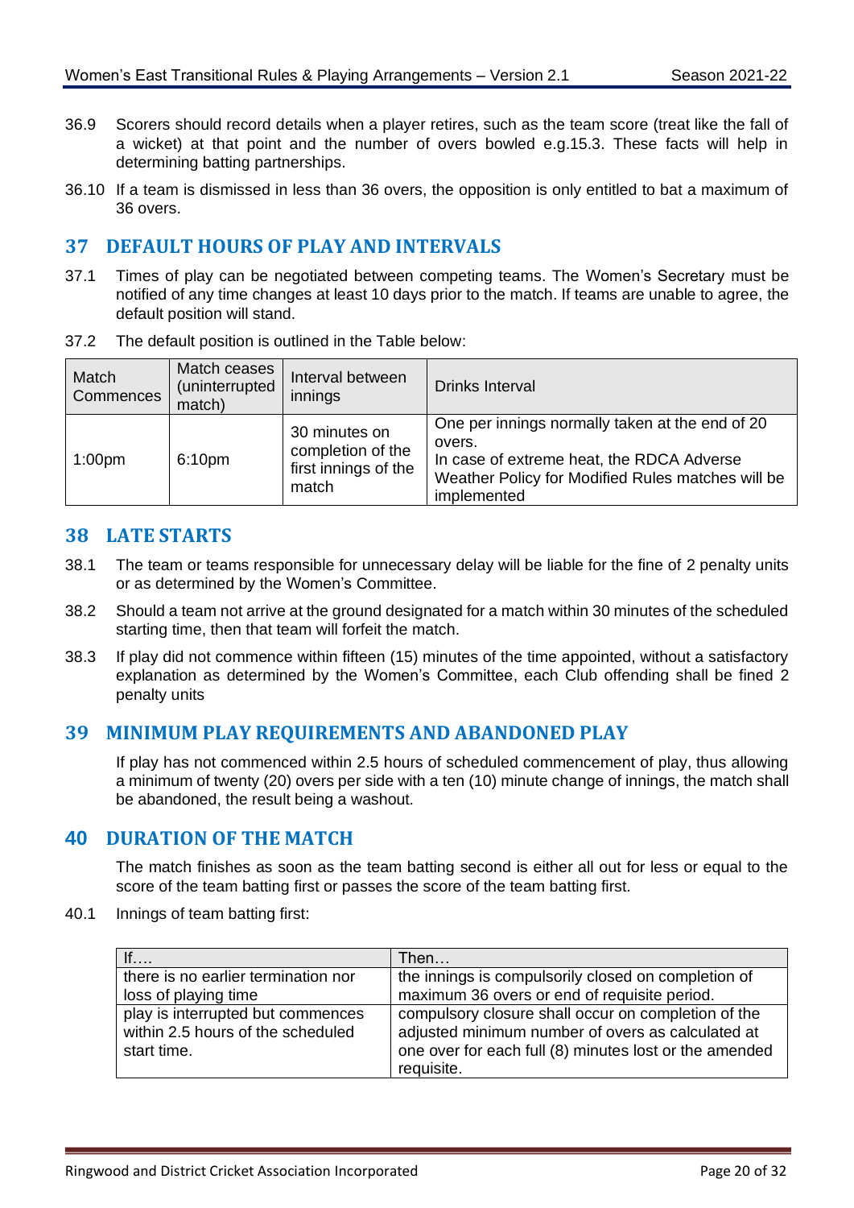36.9 Scorers should record details when a player retires, such as the team score (treat like the fall of a wicket) at that point and the number of overs bowled e.g.15.3. These facts will help in determining batting partnerships.

36.10 If a team is dismissed in less than 36 overs, the opposition is only entitled to bat a maximum of 36 overs.

## 37 DEFAULT HOURS OF PLAY AND INTERVALS

37.1 Times of play can be negotiated between competing teams. The Women's Secretary must be notified of any time changes at least 10 days prior to the match. If teams are unable to agree, the default position will stand.

37.2 The default position is outlined in the Table below:

| Match Commences | Match ceases (uninterrupted match) | Interval between innings | Drinks Interval |
|---|---|---|---|
| 1:00pm | 6:10pm | 30 minutes on completion of the first innings of the match | One per innings normally taken at the end of 20 overs.<br>In case of extreme heat, the RDCA Adverse Weather Policy for Modified Rules matches will be implemented |

## 38 LATE STARTS

38.1 The team or teams responsible for unnecessary delay will be liable for the fine of 2 penalty units or as determined by the Women's Committee.

38.2 Should a team not arrive at the ground designated for a match within 30 minutes of the scheduled starting time, then that team will forfeit the match.

38.3 If play did not commence within fifteen (15) minutes of the time appointed, without a satisfactory explanation as determined by the Women's Committee, each Club offending shall be fined 2 penalty units

## 39 MINIMUM PLAY REQUIREMENTS AND ABANDONED PLAY

If play has not commenced within 2.5 hours of scheduled commencement of play, thus allowing a minimum of twenty (20) overs per side with a ten (10) minute change of innings, the match shall be abandoned, the result being a washout.

## 40 DURATION OF THE MATCH

The match finishes as soon as the team batting second is either all out for less or equal to the score of the team batting first or passes the score of the team batting first.

40.1 Innings of team batting first:

| If…. | Then… |
|---|---|
| there is no earlier termination nor loss of playing time | the innings is compulsorily closed on completion of maximum 36 overs or end of requisite period. |
| play is interrupted but commences within 2.5 hours of the scheduled start time. | compulsory closure shall occur on completion of the adjusted minimum number of overs as calculated at one over for each full (8) minutes lost or the amended requisite. |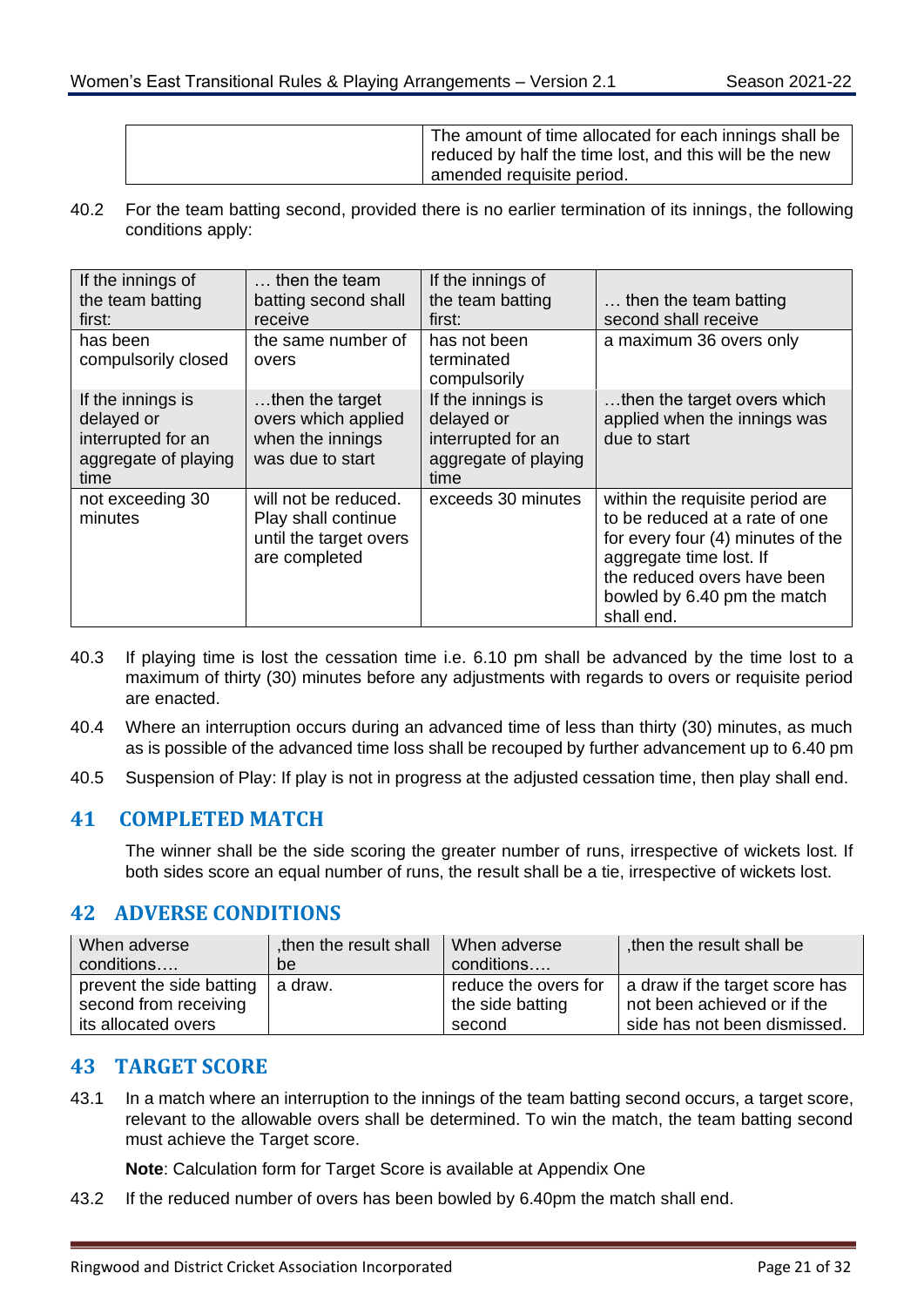| | The amount of time allocated for each innings shall be reduced by half the time lost, and this will be the new amended requisite period. |
|---|---|

40.2 For the team batting second, provided there is no earlier termination of its innings, the following conditions apply:

| If the innings of the team batting first: | … then the team batting second shall receive | If the innings of the team batting first: | … then the team batting second shall receive |
|---|---|---|---|
| has been compulsorily closed | the same number of overs | has not been terminated compulsorily | a maximum 36 overs only |
| If the innings is delayed or interrupted for an aggregate of playing time | …then the target overs which applied when the innings was due to start | If the innings is delayed or interrupted for an aggregate of playing time | …then the target overs which applied when the innings was due to start |
| not exceeding 30 minutes | will not be reduced. Play shall continue until the target overs are completed | exceeds 30 minutes | within the requisite period are to be reduced at a rate of one for every four (4) minutes of the aggregate time lost. If the reduced overs have been bowled by 6.40 pm the match shall end. |

40.3 If playing time is lost the cessation time i.e. 6.10 pm shall be advanced by the time lost to a maximum of thirty (30) minutes before any adjustments with regards to overs or requisite period are enacted.

40.4 Where an interruption occurs during an advanced time of less than thirty (30) minutes, as much as is possible of the advanced time loss shall be recouped by further advancement up to 6.40 pm

40.5 Suspension of Play: If play is not in progress at the adjusted cessation time, then play shall end.

## 41 COMPLETED MATCH

The winner shall be the side scoring the greater number of runs, irrespective of wickets lost. If both sides score an equal number of runs, the result shall be a tie, irrespective of wickets lost.

## 42 ADVERSE CONDITIONS

| When adverse conditions…. | ,then the result shall be | When adverse conditions…. | ,then the result shall be |
|---|---|---|---|
| prevent the side batting second from receiving its allocated overs | a draw. | reduce the overs for the side batting second | a draw if the target score has not been achieved or if the side has not been dismissed. |

## 43 TARGET SCORE

43.1 In a match where an interruption to the innings of the team batting second occurs, a target score, relevant to the allowable overs shall be determined. To win the match, the team batting second must achieve the Target score.

**Note**: Calculation form for Target Score is available at Appendix One

43.2 If the reduced number of overs has been bowled by 6.40pm the match shall end.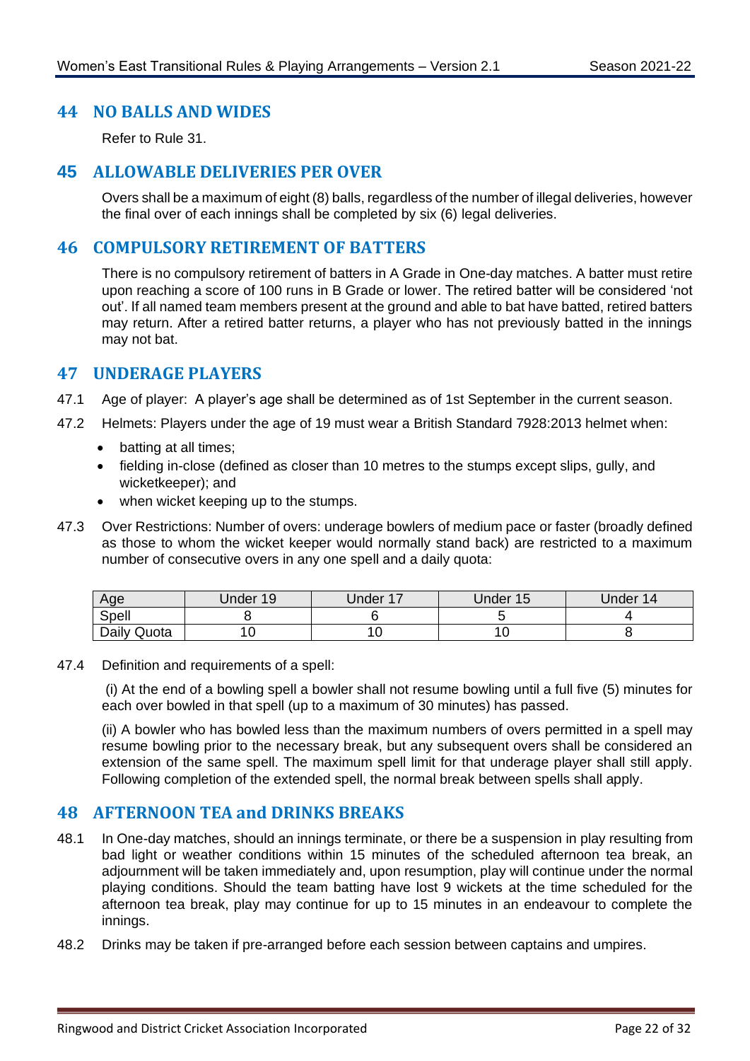## 44 NO BALLS AND WIDES

Refer to Rule 31.

## 45 ALLOWABLE DELIVERIES PER OVER

Overs shall be a maximum of eight (8) balls, regardless of the number of illegal deliveries, however the final over of each innings shall be completed by six (6) legal deliveries.

## 46 COMPULSORY RETIREMENT OF BATTERS

There is no compulsory retirement of batters in A Grade in One-day matches. A batter must retire upon reaching a score of 100 runs in B Grade or lower. The retired batter will be considered 'not out'. If all named team members present at the ground and able to bat have batted, retired batters may return. After a retired batter returns, a player who has not previously batted in the innings may not bat.

## 47 UNDERAGE PLAYERS

47.1 Age of player: A player's age shall be determined as of 1st September in the current season.

47.2 Helmets: Players under the age of 19 must wear a British Standard 7928:2013 helmet when:

- batting at all times;
- fielding in-close (defined as closer than 10 metres to the stumps except slips, gully, and wicketkeeper); and
- when wicket keeping up to the stumps.

47.3 Over Restrictions: Number of overs: underage bowlers of medium pace or faster (broadly defined as those to whom the wicket keeper would normally stand back) are restricted to a maximum number of consecutive overs in any one spell and a daily quota:

| Age | Under 19 | Under 17 | Under 15 | Under 14 |
|---|---|---|---|---|
| Spell | 8 | 6 | 5 | 4 |
| Daily Quota | 10 | 10 | 10 | 8 |

47.4 Definition and requirements of a spell:

(i) At the end of a bowling spell a bowler shall not resume bowling until a full five (5) minutes for each over bowled in that spell (up to a maximum of 30 minutes) has passed.

(ii) A bowler who has bowled less than the maximum numbers of overs permitted in a spell may resume bowling prior to the necessary break, but any subsequent overs shall be considered an extension of the same spell. The maximum spell limit for that underage player shall still apply. Following completion of the extended spell, the normal break between spells shall apply.

## 48 AFTERNOON TEA and DRINKS BREAKS

48.1 In One-day matches, should an innings terminate, or there be a suspension in play resulting from bad light or weather conditions within 15 minutes of the scheduled afternoon tea break, an adjournment will be taken immediately and, upon resumption, play will continue under the normal playing conditions. Should the team batting have lost 9 wickets at the time scheduled for the afternoon tea break, play may continue for up to 15 minutes in an endeavour to complete the innings.

48.2 Drinks may be taken if pre-arranged before each session between captains and umpires.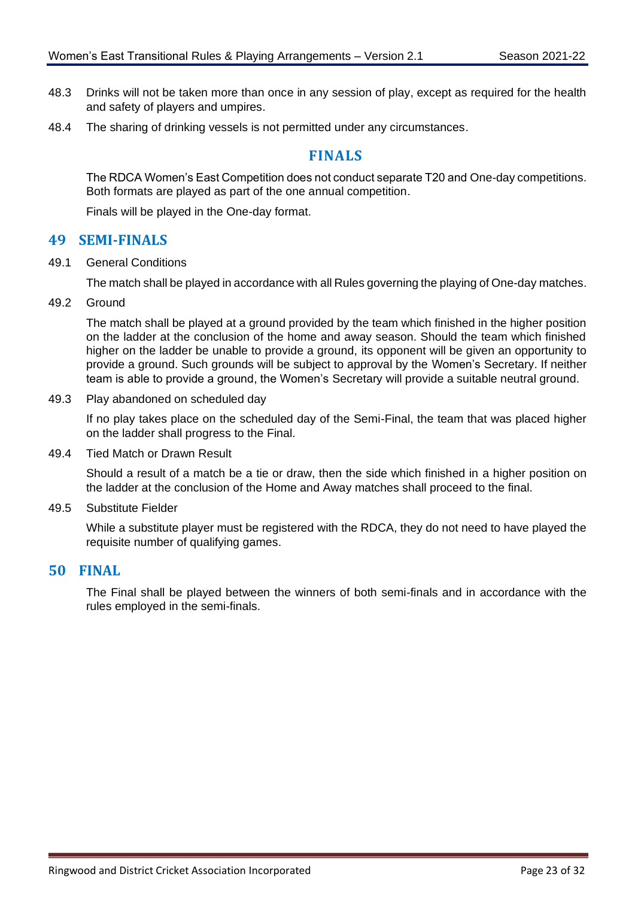48.3 Drinks will not be taken more than once in any session of play, except as required for the health and safety of players and umpires.

48.4 The sharing of drinking vessels is not permitted under any circumstances.

# FINALS

The RDCA Women's East Competition does not conduct separate T20 and One-day competitions. Both formats are played as part of the one annual competition.

Finals will be played in the One-day format.

## 49 SEMI-FINALS

49.1 General Conditions

The match shall be played in accordance with all Rules governing the playing of One-day matches.

49.2 Ground

The match shall be played at a ground provided by the team which finished in the higher position on the ladder at the conclusion of the home and away season. Should the team which finished higher on the ladder be unable to provide a ground, its opponent will be given an opportunity to provide a ground. Such grounds will be subject to approval by the Women's Secretary. If neither team is able to provide a ground, the Women's Secretary will provide a suitable neutral ground.

49.3 Play abandoned on scheduled day

If no play takes place on the scheduled day of the Semi-Final, the team that was placed higher on the ladder shall progress to the Final.

49.4 Tied Match or Drawn Result

Should a result of a match be a tie or draw, then the side which finished in a higher position on the ladder at the conclusion of the Home and Away matches shall proceed to the final.

49.5 Substitute Fielder

While a substitute player must be registered with the RDCA, they do not need to have played the requisite number of qualifying games.

## 50 FINAL

The Final shall be played between the winners of both semi-finals and in accordance with the rules employed in the semi-finals.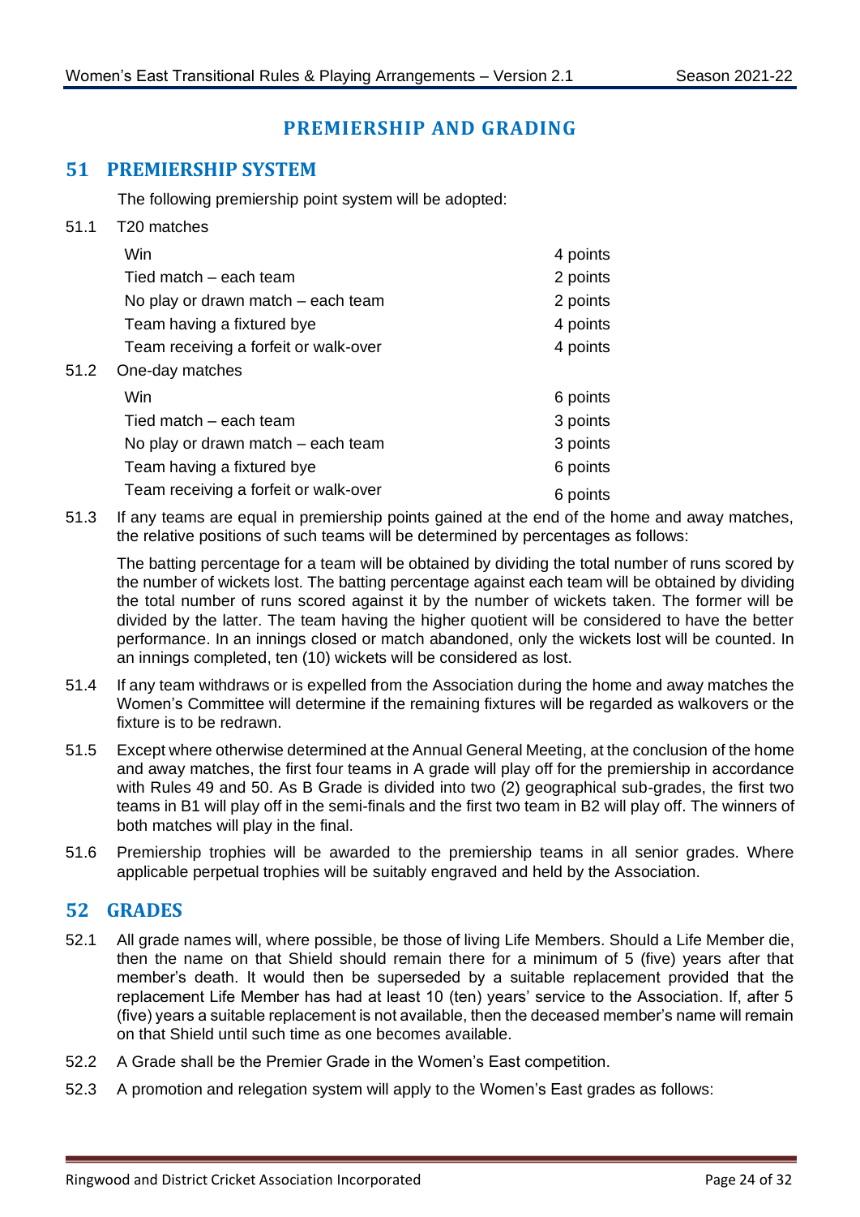# PREMIERSHIP AND GRADING

## 51 PREMIERSHIP SYSTEM

The following premiership point system will be adopted:

51.1 T20 matches

| | |
|---|---|
| Win | 4 points |
| Tied match – each team | 2 points |
| No play or drawn match – each team | 2 points |
| Team having a fixtured bye | 4 points |
| Team receiving a forfeit or walk-over | 4 points |

51.2 One-day matches

| | |
|---|---|
| Win | 6 points |
| Tied match – each team | 3 points |
| No play or drawn match – each team | 3 points |
| Team having a fixtured bye | 6 points |
| Team receiving a forfeit or walk-over | 6 points |

51.3 If any teams are equal in premiership points gained at the end of the home and away matches, the relative positions of such teams will be determined by percentages as follows:

The batting percentage for a team will be obtained by dividing the total number of runs scored by the number of wickets lost. The batting percentage against each team will be obtained by dividing the total number of runs scored against it by the number of wickets taken. The former will be divided by the latter. The team having the higher quotient will be considered to have the better performance. In an innings closed or match abandoned, only the wickets lost will be counted. In an innings completed, ten (10) wickets will be considered as lost.

51.4 If any team withdraws or is expelled from the Association during the home and away matches the Women's Committee will determine if the remaining fixtures will be regarded as walkovers or the fixture is to be redrawn.

51.5 Except where otherwise determined at the Annual General Meeting, at the conclusion of the home and away matches, the first four teams in A grade will play off for the premiership in accordance with Rules 49 and 50. As B Grade is divided into two (2) geographical sub-grades, the first two teams in B1 will play off in the semi-finals and the first two team in B2 will play off. The winners of both matches will play in the final.

51.6 Premiership trophies will be awarded to the premiership teams in all senior grades. Where applicable perpetual trophies will be suitably engraved and held by the Association.

## 52 GRADES

52.1 All grade names will, where possible, be those of living Life Members. Should a Life Member die, then the name on that Shield should remain there for a minimum of 5 (five) years after that member's death. It would then be superseded by a suitable replacement provided that the replacement Life Member has had at least 10 (ten) years' service to the Association. If, after 5 (five) years a suitable replacement is not available, then the deceased member's name will remain on that Shield until such time as one becomes available.

52.2 A Grade shall be the Premier Grade in the Women's East competition.

52.3 A promotion and relegation system will apply to the Women's East grades as follows: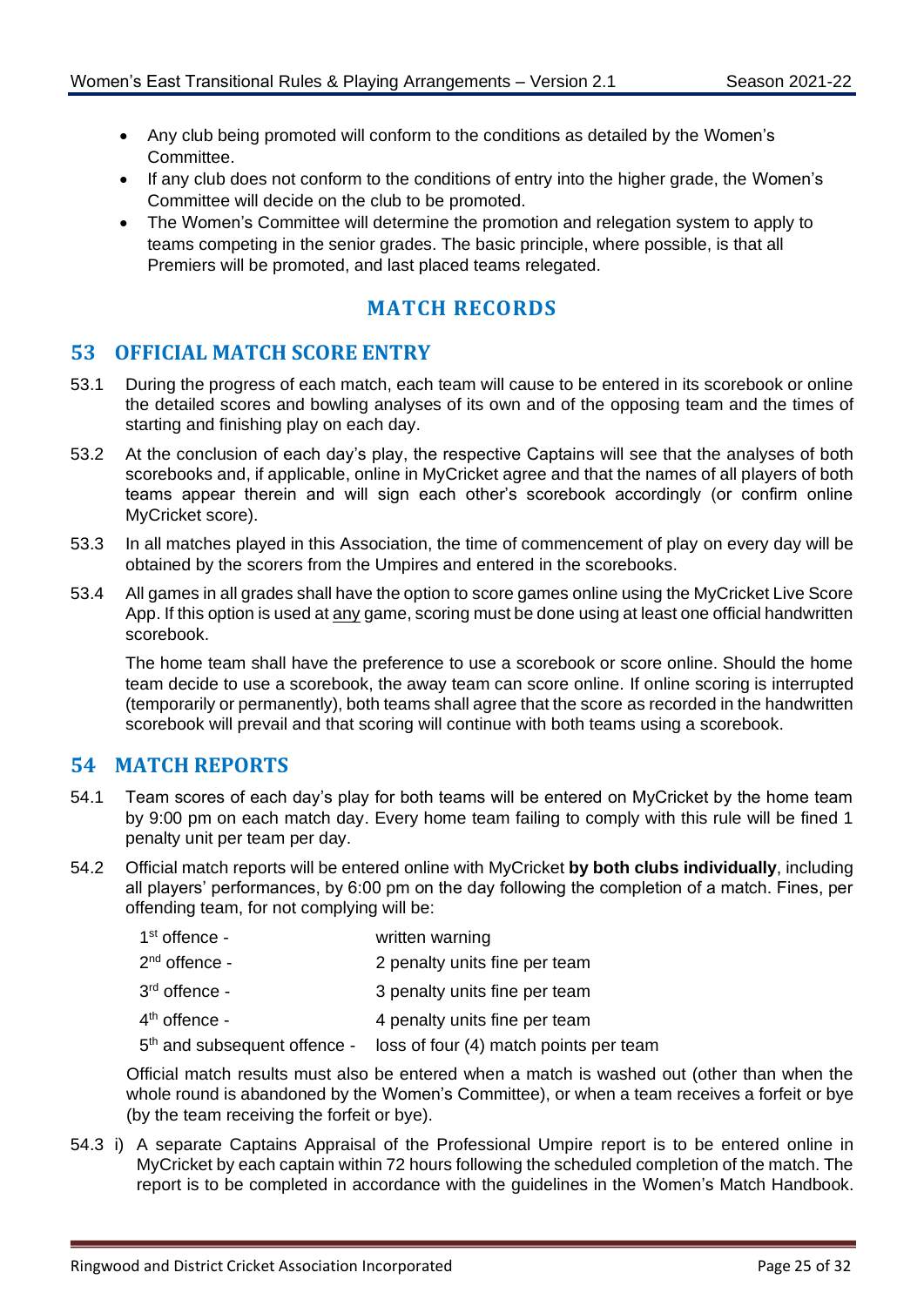- Any club being promoted will conform to the conditions as detailed by the Women's Committee.
- If any club does not conform to the conditions of entry into the higher grade, the Women's Committee will decide on the club to be promoted.
- The Women's Committee will determine the promotion and relegation system to apply to teams competing in the senior grades. The basic principle, where possible, is that all Premiers will be promoted, and last placed teams relegated.

# MATCH RECORDS

## 53 OFFICIAL MATCH SCORE ENTRY

53.1 During the progress of each match, each team will cause to be entered in its scorebook or online the detailed scores and bowling analyses of its own and of the opposing team and the times of starting and finishing play on each day.

53.2 At the conclusion of each day's play, the respective Captains will see that the analyses of both scorebooks and, if applicable, online in MyCricket agree and that the names of all players of both teams appear therein and will sign each other's scorebook accordingly (or confirm online MyCricket score).

53.3 In all matches played in this Association, the time of commencement of play on every day will be obtained by the scorers from the Umpires and entered in the scorebooks.

53.4 All games in all grades shall have the option to score games online using the MyCricket Live Score App. If this option is used at <u>any</u> game, scoring must be done using at least one official handwritten scorebook.

The home team shall have the preference to use a scorebook or score online. Should the home team decide to use a scorebook, the away team can score online. If online scoring is interrupted (temporarily or permanently), both teams shall agree that the score as recorded in the handwritten scorebook will prevail and that scoring will continue with both teams using a scorebook.

## 54 MATCH REPORTS

54.1 Team scores of each day's play for both teams will be entered on MyCricket by the home team by 9:00 pm on each match day. Every home team failing to comply with this rule will be fined 1 penalty unit per team per day.

54.2 Official match reports will be entered online with MyCricket **by both clubs individually**, including all players' performances, by 6:00 pm on the day following the completion of a match. Fines, per offending team, for not complying will be:

| | |
|---|---|
| 1st offence - | written warning |
| 2nd offence - | 2 penalty units fine per team |
| 3rd offence - | 3 penalty units fine per team |
| 4th offence - | 4 penalty units fine per team |
| 5th and subsequent offence - | loss of four (4) match points per team |

Official match results must also be entered when a match is washed out (other than when the whole round is abandoned by the Women's Committee), or when a team receives a forfeit or bye (by the team receiving the forfeit or bye).

54.3 i) A separate Captains Appraisal of the Professional Umpire report is to be entered online in MyCricket by each captain within 72 hours following the scheduled completion of the match. The report is to be completed in accordance with the guidelines in the Women's Match Handbook.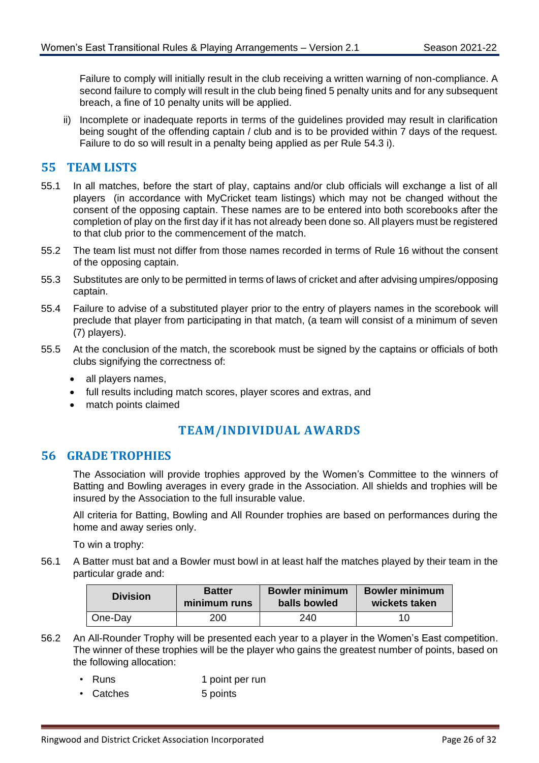Failure to comply will initially result in the club receiving a written warning of non-compliance. A second failure to comply will result in the club being fined 5 penalty units and for any subsequent breach, a fine of 10 penalty units will be applied.

ii) Incomplete or inadequate reports in terms of the guidelines provided may result in clarification being sought of the offending captain / club and is to be provided within 7 days of the request. Failure to do so will result in a penalty being applied as per Rule 54.3 i).

## 55 TEAM LISTS

55.1 In all matches, before the start of play, captains and/or club officials will exchange a list of all players (in accordance with MyCricket team listings) which may not be changed without the consent of the opposing captain. These names are to be entered into both scorebooks after the completion of play on the first day if it has not already been done so. All players must be registered to that club prior to the commencement of the match.

55.2 The team list must not differ from those names recorded in terms of Rule 16 without the consent of the opposing captain.

55.3 Substitutes are only to be permitted in terms of laws of cricket and after advising umpires/opposing captain.

55.4 Failure to advise of a substituted player prior to the entry of players names in the scorebook will preclude that player from participating in that match, (a team will consist of a minimum of seven (7) players).

55.5 At the conclusion of the match, the scorebook must be signed by the captains or officials of both clubs signifying the correctness of:

- all players names,
- full results including match scores, player scores and extras, and
- match points claimed

# TEAM/INDIVIDUAL AWARDS

## 56 GRADE TROPHIES

The Association will provide trophies approved by the Women's Committee to the winners of Batting and Bowling averages in every grade in the Association. All shields and trophies will be insured by the Association to the full insurable value.

All criteria for Batting, Bowling and All Rounder trophies are based on performances during the home and away series only.

To win a trophy:

56.1 A Batter must bat and a Bowler must bowl in at least half the matches played by their team in the particular grade and:

| Division | Batter minimum runs | Bowler minimum balls bowled | Bowler minimum wickets taken |
|---|---|---|---|
| One-Day | 200 | 240 | 10 |

56.2 An All-Rounder Trophy will be presented each year to a player in the Women's East competition. The winner of these trophies will be the player who gains the greatest number of points, based on the following allocation:

- Runs 1 point per run
- Catches 5 points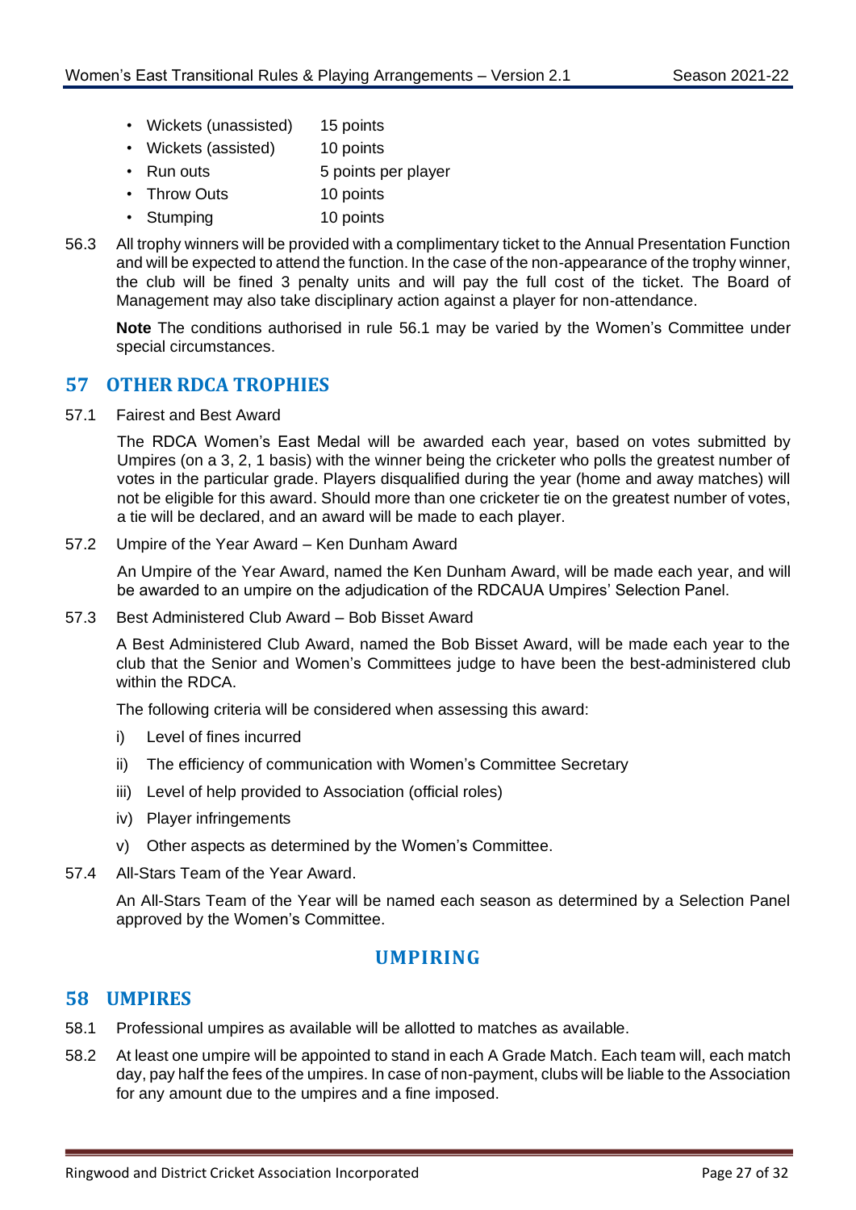- Wickets (unassisted) 15 points
- Wickets (assisted) 10 points
- Run outs 5 points per player
- Throw Outs 10 points
- Stumping 10 points

56.3 All trophy winners will be provided with a complimentary ticket to the Annual Presentation Function and will be expected to attend the function. In the case of the non-appearance of the trophy winner, the club will be fined 3 penalty units and will pay the full cost of the ticket. The Board of Management may also take disciplinary action against a player for non-attendance.

**Note** The conditions authorised in rule 56.1 may be varied by the Women's Committee under special circumstances.

## 57 OTHER RDCA TROPHIES

57.1 Fairest and Best Award

The RDCA Women's East Medal will be awarded each year, based on votes submitted by Umpires (on a 3, 2, 1 basis) with the winner being the cricketer who polls the greatest number of votes in the particular grade. Players disqualified during the year (home and away matches) will not be eligible for this award. Should more than one cricketer tie on the greatest number of votes, a tie will be declared, and an award will be made to each player.

57.2 Umpire of the Year Award – Ken Dunham Award

An Umpire of the Year Award, named the Ken Dunham Award, will be made each year, and will be awarded to an umpire on the adjudication of the RDCAUA Umpires' Selection Panel.

57.3 Best Administered Club Award – Bob Bisset Award

A Best Administered Club Award, named the Bob Bisset Award, will be made each year to the club that the Senior and Women's Committees judge to have been the best-administered club within the RDCA.

The following criteria will be considered when assessing this award:

i) Level of fines incurred

ii) The efficiency of communication with Women's Committee Secretary

iii) Level of help provided to Association (official roles)

iv) Player infringements

v) Other aspects as determined by the Women's Committee.

57.4 All-Stars Team of the Year Award.

An All-Stars Team of the Year will be named each season as determined by a Selection Panel approved by the Women's Committee.

# UMPIRING

## 58 UMPIRES

58.1 Professional umpires as available will be allotted to matches as available.

58.2 At least one umpire will be appointed to stand in each A Grade Match. Each team will, each match day, pay half the fees of the umpires. In case of non-payment, clubs will be liable to the Association for any amount due to the umpires and a fine imposed.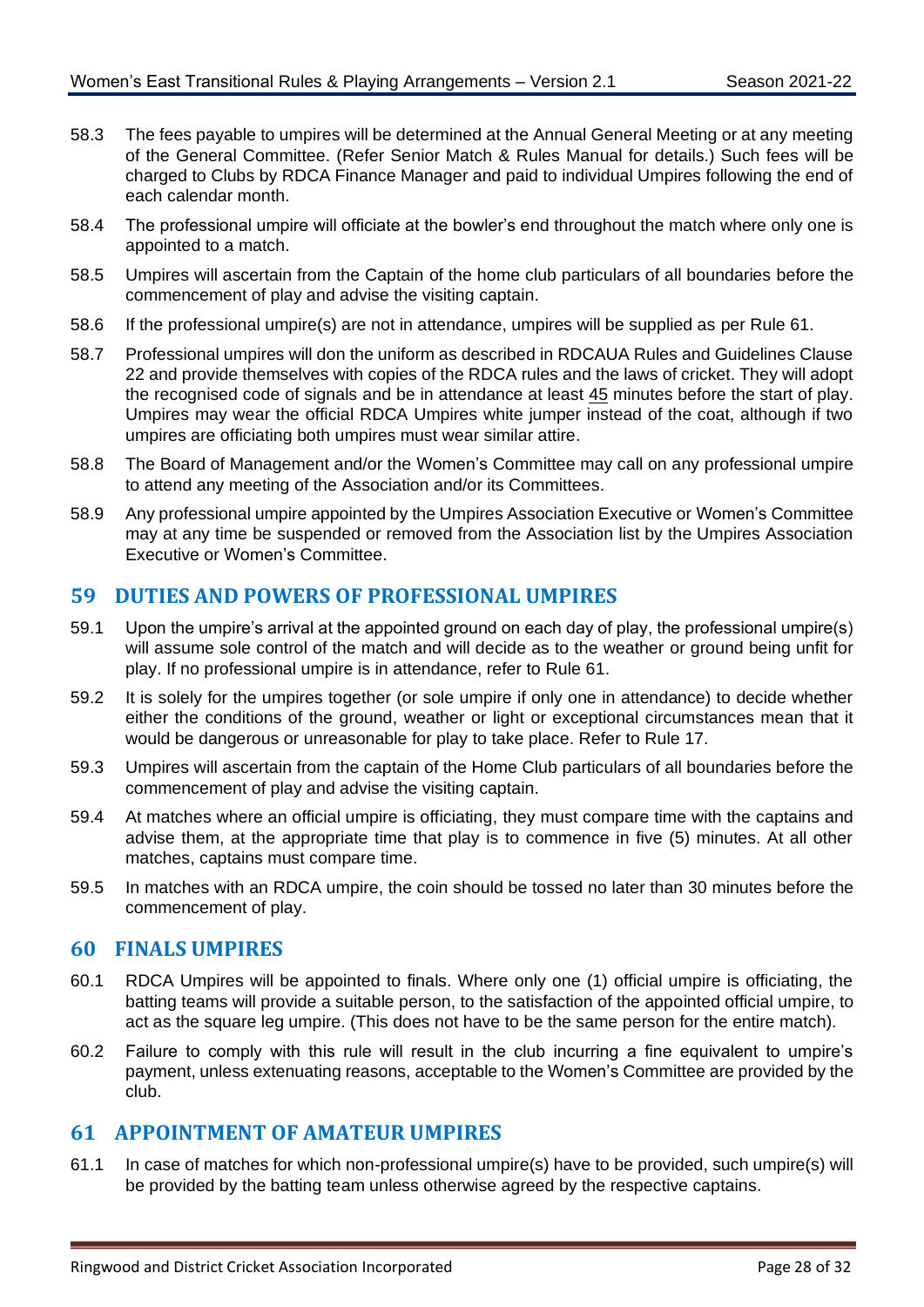58.3 The fees payable to umpires will be determined at the Annual General Meeting or at any meeting of the General Committee. (Refer Senior Match & Rules Manual for details.) Such fees will be charged to Clubs by RDCA Finance Manager and paid to individual Umpires following the end of each calendar month.

58.4 The professional umpire will officiate at the bowler's end throughout the match where only one is appointed to a match.

58.5 Umpires will ascertain from the Captain of the home club particulars of all boundaries before the commencement of play and advise the visiting captain.

58.6 If the professional umpire(s) are not in attendance, umpires will be supplied as per Rule 61.

58.7 Professional umpires will don the uniform as described in RDCAUA Rules and Guidelines Clause 22 and provide themselves with copies of the RDCA rules and the laws of cricket. They will adopt the recognised code of signals and be in attendance at least 45 minutes before the start of play. Umpires may wear the official RDCA Umpires white jumper instead of the coat, although if two umpires are officiating both umpires must wear similar attire.

58.8 The Board of Management and/or the Women's Committee may call on any professional umpire to attend any meeting of the Association and/or its Committees.

58.9 Any professional umpire appointed by the Umpires Association Executive or Women's Committee may at any time be suspended or removed from the Association list by the Umpires Association Executive or Women's Committee.

## 59 DUTIES AND POWERS OF PROFESSIONAL UMPIRES

59.1 Upon the umpire's arrival at the appointed ground on each day of play, the professional umpire(s) will assume sole control of the match and will decide as to the weather or ground being unfit for play. If no professional umpire is in attendance, refer to Rule 61.

59.2 It is solely for the umpires together (or sole umpire if only one in attendance) to decide whether either the conditions of the ground, weather or light or exceptional circumstances mean that it would be dangerous or unreasonable for play to take place. Refer to Rule 17.

59.3 Umpires will ascertain from the captain of the Home Club particulars of all boundaries before the commencement of play and advise the visiting captain.

59.4 At matches where an official umpire is officiating, they must compare time with the captains and advise them, at the appropriate time that play is to commence in five (5) minutes. At all other matches, captains must compare time.

59.5 In matches with an RDCA umpire, the coin should be tossed no later than 30 minutes before the commencement of play.

## 60 FINALS UMPIRES

60.1 RDCA Umpires will be appointed to finals. Where only one (1) official umpire is officiating, the batting teams will provide a suitable person, to the satisfaction of the appointed official umpire, to act as the square leg umpire. (This does not have to be the same person for the entire match).

60.2 Failure to comply with this rule will result in the club incurring a fine equivalent to umpire's payment, unless extenuating reasons, acceptable to the Women's Committee are provided by the club.

## 61 APPOINTMENT OF AMATEUR UMPIRES

61.1 In case of matches for which non-professional umpire(s) have to be provided, such umpire(s) will be provided by the batting team unless otherwise agreed by the respective captains.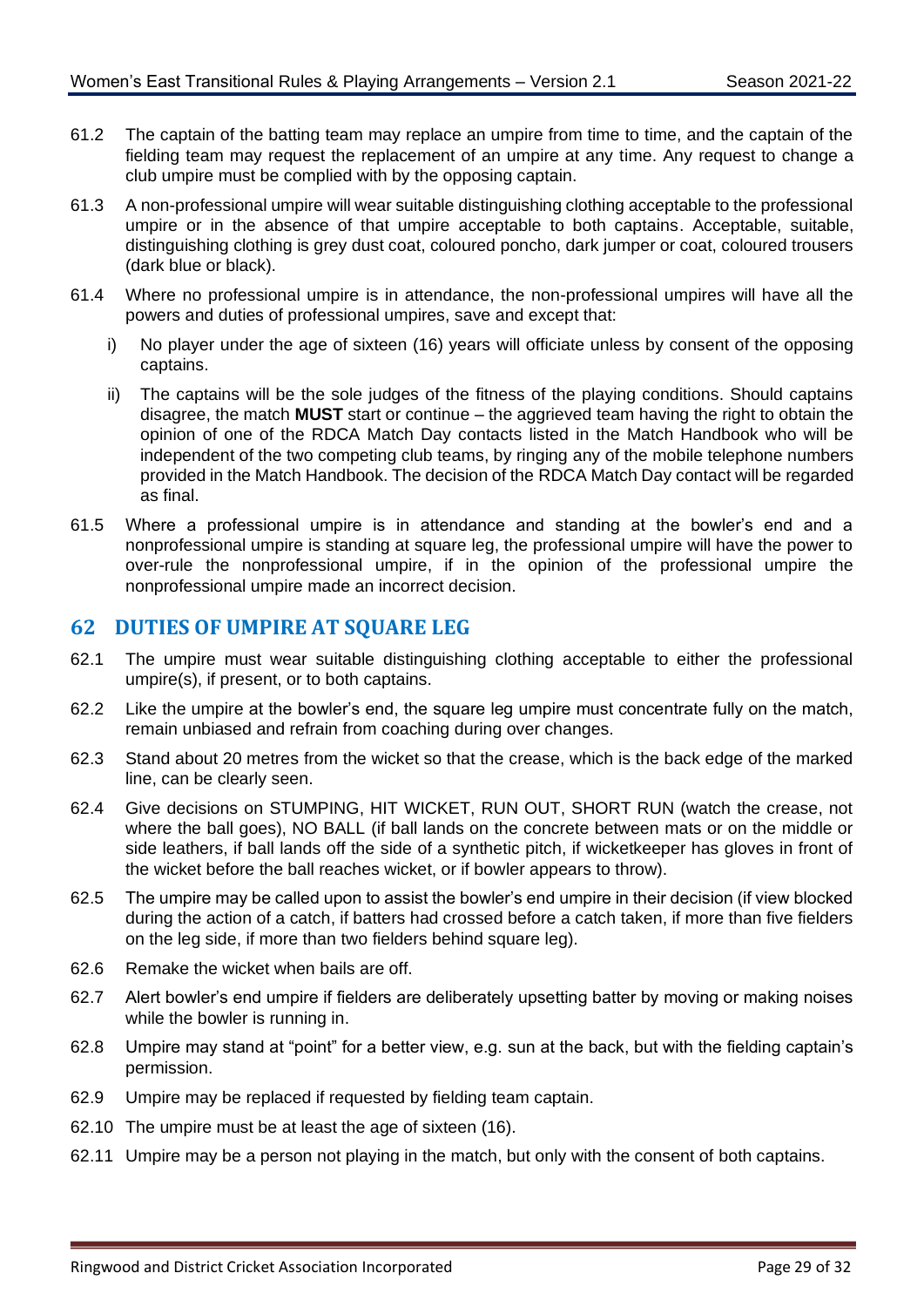61.2 The captain of the batting team may replace an umpire from time to time, and the captain of the fielding team may request the replacement of an umpire at any time. Any request to change a club umpire must be complied with by the opposing captain.

61.3 A non-professional umpire will wear suitable distinguishing clothing acceptable to the professional umpire or in the absence of that umpire acceptable to both captains. Acceptable, suitable, distinguishing clothing is grey dust coat, coloured poncho, dark jumper or coat, coloured trousers (dark blue or black).

61.4 Where no professional umpire is in attendance, the non-professional umpires will have all the powers and duties of professional umpires, save and except that:

i) No player under the age of sixteen (16) years will officiate unless by consent of the opposing captains.

ii) The captains will be the sole judges of the fitness of the playing conditions. Should captains disagree, the match **MUST** start or continue – the aggrieved team having the right to obtain the opinion of one of the RDCA Match Day contacts listed in the Match Handbook who will be independent of the two competing club teams, by ringing any of the mobile telephone numbers provided in the Match Handbook. The decision of the RDCA Match Day contact will be regarded as final.

61.5 Where a professional umpire is in attendance and standing at the bowler's end and a nonprofessional umpire is standing at square leg, the professional umpire will have the power to over-rule the nonprofessional umpire, if in the opinion of the professional umpire the nonprofessional umpire made an incorrect decision.

## 62 DUTIES OF UMPIRE AT SQUARE LEG

62.1 The umpire must wear suitable distinguishing clothing acceptable to either the professional umpire(s), if present, or to both captains.

62.2 Like the umpire at the bowler's end, the square leg umpire must concentrate fully on the match, remain unbiased and refrain from coaching during over changes.

62.3 Stand about 20 metres from the wicket so that the crease, which is the back edge of the marked line, can be clearly seen.

62.4 Give decisions on STUMPING, HIT WICKET, RUN OUT, SHORT RUN (watch the crease, not where the ball goes), NO BALL (if ball lands on the concrete between mats or on the middle or side leathers, if ball lands off the side of a synthetic pitch, if wicketkeeper has gloves in front of the wicket before the ball reaches wicket, or if bowler appears to throw).

62.5 The umpire may be called upon to assist the bowler's end umpire in their decision (if view blocked during the action of a catch, if batters had crossed before a catch taken, if more than five fielders on the leg side, if more than two fielders behind square leg).

62.6 Remake the wicket when bails are off.

62.7 Alert bowler's end umpire if fielders are deliberately upsetting batter by moving or making noises while the bowler is running in.

62.8 Umpire may stand at "point" for a better view, e.g. sun at the back, but with the fielding captain's permission.

62.9 Umpire may be replaced if requested by fielding team captain.

62.10 The umpire must be at least the age of sixteen (16).

62.11 Umpire may be a person not playing in the match, but only with the consent of both captains.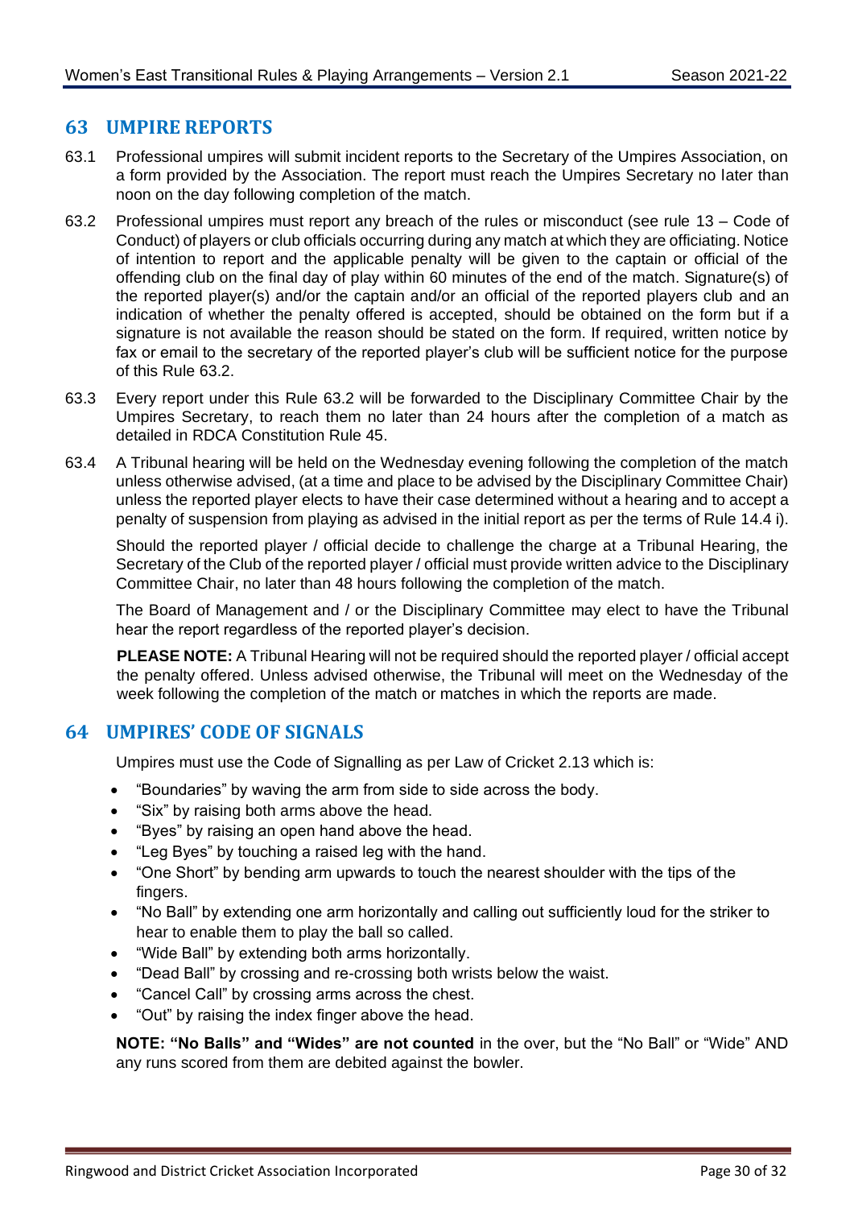## 63 UMPIRE REPORTS

63.1 Professional umpires will submit incident reports to the Secretary of the Umpires Association, on a form provided by the Association. The report must reach the Umpires Secretary no later than noon on the day following completion of the match.

63.2 Professional umpires must report any breach of the rules or misconduct (see rule 13 – Code of Conduct) of players or club officials occurring during any match at which they are officiating. Notice of intention to report and the applicable penalty will be given to the captain or official of the offending club on the final day of play within 60 minutes of the end of the match. Signature(s) of the reported player(s) and/or the captain and/or an official of the reported players club and an indication of whether the penalty offered is accepted, should be obtained on the form but if a signature is not available the reason should be stated on the form. If required, written notice by fax or email to the secretary of the reported player's club will be sufficient notice for the purpose of this Rule 63.2.

63.3 Every report under this Rule 63.2 will be forwarded to the Disciplinary Committee Chair by the Umpires Secretary, to reach them no later than 24 hours after the completion of a match as detailed in RDCA Constitution Rule 45.

63.4 A Tribunal hearing will be held on the Wednesday evening following the completion of the match unless otherwise advised, (at a time and place to be advised by the Disciplinary Committee Chair) unless the reported player elects to have their case determined without a hearing and to accept a penalty of suspension from playing as advised in the initial report as per the terms of Rule 14.4 i).

Should the reported player / official decide to challenge the charge at a Tribunal Hearing, the Secretary of the Club of the reported player / official must provide written advice to the Disciplinary Committee Chair, no later than 48 hours following the completion of the match.

The Board of Management and / or the Disciplinary Committee may elect to have the Tribunal hear the report regardless of the reported player's decision.

**PLEASE NOTE:** A Tribunal Hearing will not be required should the reported player / official accept the penalty offered. Unless advised otherwise, the Tribunal will meet on the Wednesday of the week following the completion of the match or matches in which the reports are made.

## 64 UMPIRES' CODE OF SIGNALS

Umpires must use the Code of Signalling as per Law of Cricket 2.13 which is:

- "Boundaries" by waving the arm from side to side across the body.
- "Six" by raising both arms above the head.
- "Byes" by raising an open hand above the head.
- "Leg Byes" by touching a raised leg with the hand.
- "One Short" by bending arm upwards to touch the nearest shoulder with the tips of the fingers.
- "No Ball" by extending one arm horizontally and calling out sufficiently loud for the striker to hear to enable them to play the ball so called.
- "Wide Ball" by extending both arms horizontally.
- "Dead Ball" by crossing and re-crossing both wrists below the waist.
- "Cancel Call" by crossing arms across the chest.
- "Out" by raising the index finger above the head.

**NOTE: "No Balls" and "Wides" are not counted** in the over, but the "No Ball" or "Wide" AND any runs scored from them are debited against the bowler.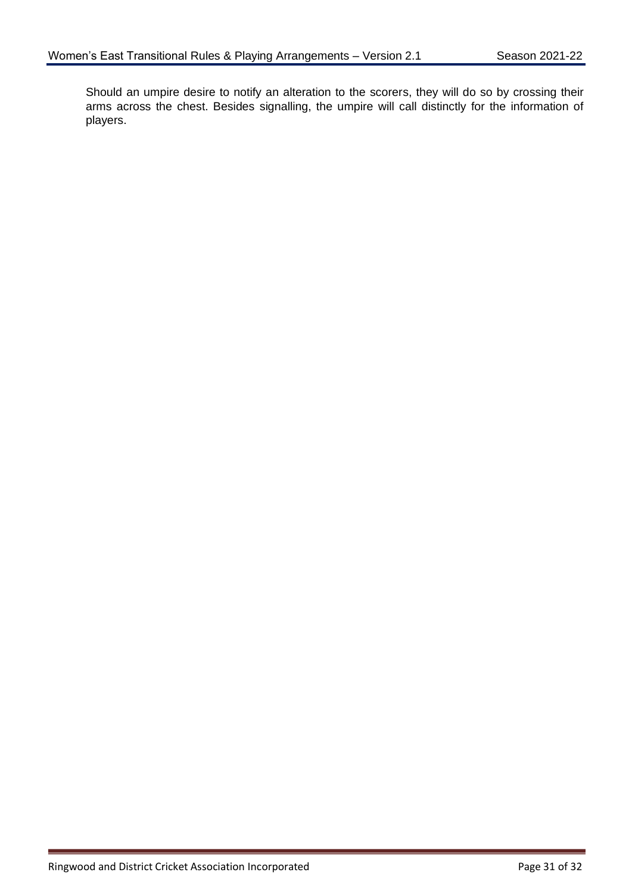Should an umpire desire to notify an alteration to the scorers, they will do so by crossing their arms across the chest. Besides signalling, the umpire will call distinctly for the information of players.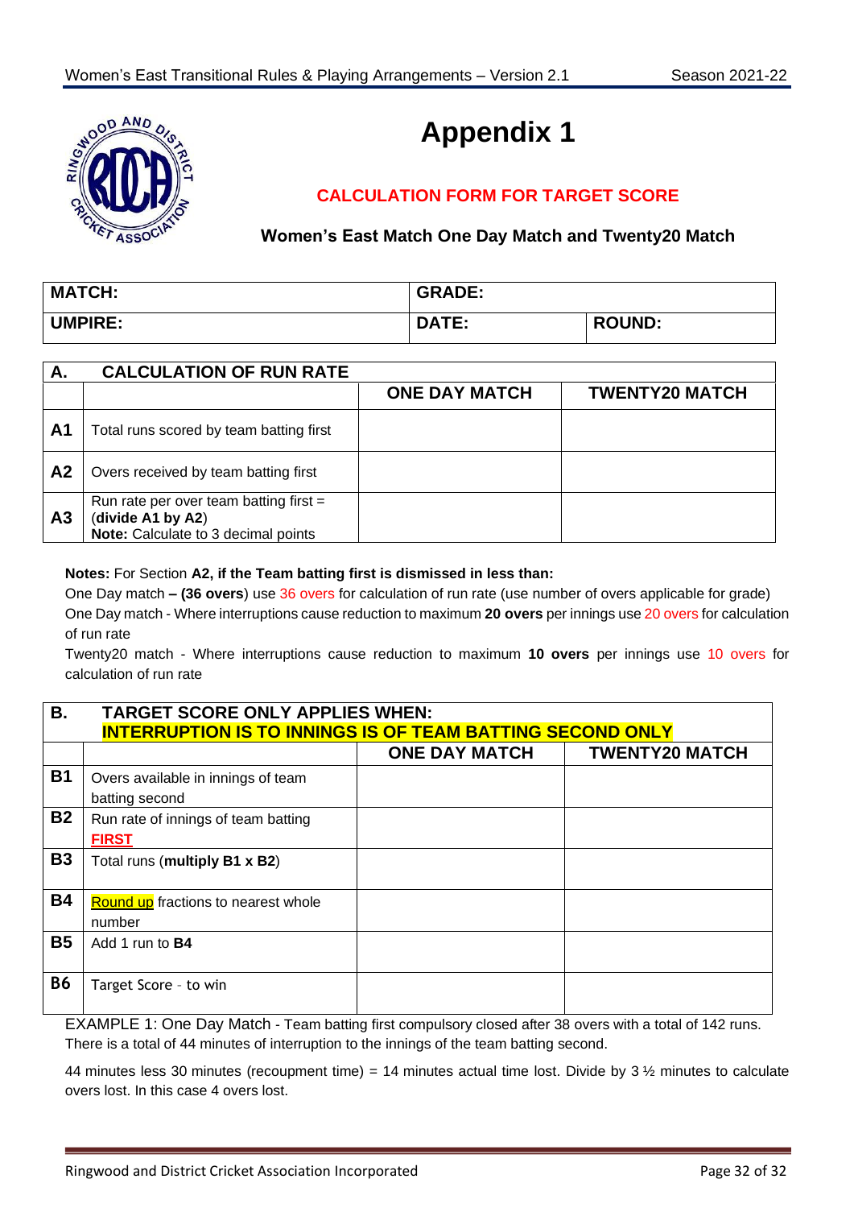# Appendix 1

## CALCULATION FORM FOR TARGET SCORE

### Women's East Match One Day Match and Twenty20 Match

| MATCH: | GRADE: | |
|---|---|---|
| UMPIRE: | DATE: | ROUND: |

| A. | CALCULATION OF RUN RATE | | |
|---|---|---|---|
| | | ONE DAY MATCH | TWENTY20 MATCH |
| A1 | Total runs scored by team batting first | | |
| A2 | Overs received by team batting first | | |
| A3 | Run rate per over team batting first = (**divide A1 by A2**) **Note:** Calculate to 3 decimal points | | |

**Notes:** For Section **A2, if the Team batting first is dismissed in less than:**

One Day match **– (36 overs**) use 36 overs for calculation of run rate (use number of overs applicable for grade)

One Day match - Where interruptions cause reduction to maximum **20 overs** per innings use 20 overs for calculation of run rate

Twenty20 match - Where interruptions cause reduction to maximum **10 overs** per innings use 10 overs for calculation of run rate

| B. | TARGET SCORE ONLY APPLIES WHEN: INTERRUPTION IS TO INNINGS IS OF TEAM BATTING SECOND ONLY | | |
|---|---|---|---|
| | | ONE DAY MATCH | TWENTY20 MATCH |
| B1 | Overs available in innings of team batting second | | |
| B2 | Run rate of innings of team batting **FIRST** | | |
| B3 | Total runs (**multiply B1 x B2**) | | |
| B4 | Round up fractions to nearest whole number | | |
| B5 | Add 1 run to **B4** | | |
| B6 | Target Score - to win | | |

EXAMPLE 1: One Day Match - Team batting first compulsory closed after 38 overs with a total of 142 runs. There is a total of 44 minutes of interruption to the innings of the team batting second.

44 minutes less 30 minutes (recoupment time) = 14 minutes actual time lost. Divide by 3 ½ minutes to calculate overs lost. In this case 4 overs lost.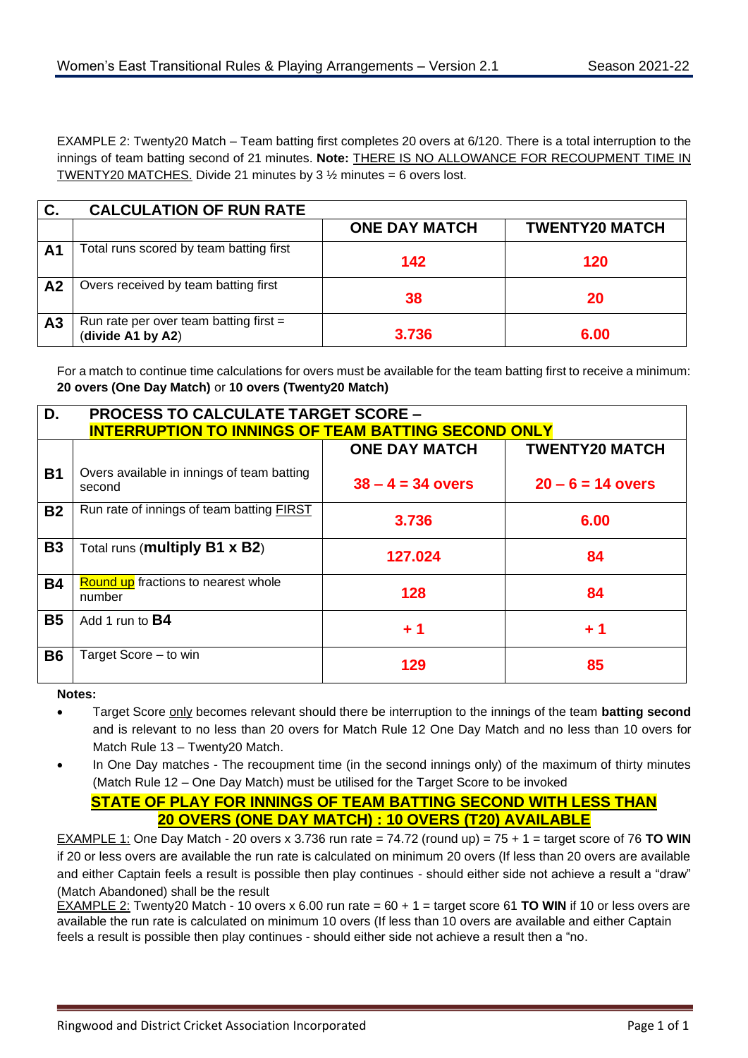EXAMPLE 2: Twenty20 Match – Team batting first completes 20 overs at 6/120. There is a total interruption to the innings of team batting second of 21 minutes. **Note:** THERE IS NO ALLOWANCE FOR RECOUPMENT TIME IN TWENTY20 MATCHES. Divide 21 minutes by 3 ½ minutes = 6 overs lost.

| **C.** | **CALCULATION OF RUN RATE** | | |
|---|---|---|---|
| | | **ONE DAY MATCH** | **TWENTY20 MATCH** |
| **A1** | Total runs scored by team batting first | **142** | **120** |
| **A2** | Overs received by team batting first | **38** | **20** |
| **A3** | Run rate per over team batting first = (**divide A1 by A2**) | **3.736** | **6.00** |

For a match to continue time calculations for overs must be available for the team batting first to receive a minimum: **20 overs (One Day Match)** or **10 overs (Twenty20 Match)**

| **D.** | **PROCESS TO CALCULATE TARGET SCORE – INTERRUPTION TO INNINGS OF TEAM BATTING SECOND ONLY** | | |
|---|---|---|---|
| | | **ONE DAY MATCH** | **TWENTY20 MATCH** |
| **B1** | Overs available in innings of team batting second | **38 – 4 = 34 overs** | **20 – 6 = 14 overs** |
| **B2** | Run rate of innings of team batting FIRST | **3.736** | **6.00** |
| **B3** | Total runs (**multiply B1 x B2**) | **127.024** | **84** |
| **B4** | Round up fractions to nearest whole number | **128** | **84** |
| **B5** | Add 1 run to **B4** | **+ 1** | **+ 1** |
| **B6** | Target Score – to win | **129** | **85** |

**Notes:**

- Target Score only becomes relevant should there be interruption to the innings of the team **batting second** and is relevant to no less than 20 overs for Match Rule 12 One Day Match and no less than 10 overs for Match Rule 13 – Twenty20 Match.
- In One Day matches - The recoupment time (in the second innings only) of the maximum of thirty minutes (Match Rule 12 – One Day Match) must be utilised for the Target Score to be invoked

**STATE OF PLAY FOR INNINGS OF TEAM BATTING SECOND WITH LESS THAN 20 OVERS (ONE DAY MATCH) : 10 OVERS (T20) AVAILABLE**

EXAMPLE 1: One Day Match - 20 overs x 3.736 run rate = 74.72 (round up) = 75 + 1 = target score of 76 **TO WIN** if 20 or less overs are available the run rate is calculated on minimum 20 overs (If less than 20 overs are available and either Captain feels a result is possible then play continues - should either side not achieve a result a "draw" (Match Abandoned) shall be the result

EXAMPLE 2: Twenty20 Match - 10 overs x 6.00 run rate = 60 + 1 = target score 61 **TO WIN** if 10 or less overs are available the run rate is calculated on minimum 10 overs (If less than 10 overs are available and either Captain feels a result is possible then play continues - should either side not achieve a result then a "no.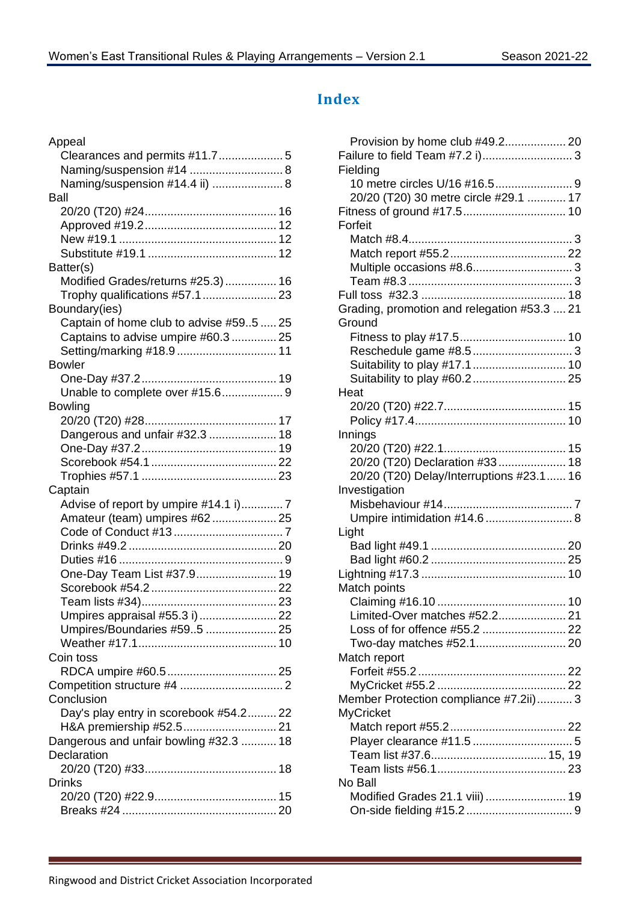# Index

Appeal
- Clearances and permits #11.7 .................... 5
- Naming/suspension #14 ............................ 8
- Naming/suspension #14.4 ii) ..................... 8

Ball
- 20/20 (T20) #24 ......................................... 16
- Approved #19.2 ......................................... 12
- New #19.1 ................................................. 12
- Substitute #19.1 ........................................ 12

Batter(s)
- Modified Grades/returns #25.3) ................ 16
- Trophy qualifications #57.1 ...................... 23

Boundary(ies)
- Captain of home club to advise #59..5 ..... 25
- Captains to advise umpire #60.3 ............. 25
- Setting/marking #18.9 .............................. 11

Bowler
- One-Day #37.2 .......................................... 19
- Unable to complete over #15.6 ................... 9

Bowling
- 20/20 (T20) #28 ......................................... 17
- Dangerous and unfair #32.3 ..................... 18
- One-Day #37.2 .......................................... 19
- Scorebook #54.1 ....................................... 22
- Trophies #57.1 .......................................... 23

Captain
- Advise of report by umpire #14.1 i) ............ 7
- Amateur (team) umpires #62 .................... 25
- Code of Conduct #13 ................................. 7
- Drinks #49.2 ............................................. 20
- Duties #16 .................................................. 9
- One-Day Team List #37.9 ......................... 19
- Scorebook #54.2 ....................................... 22
- Team lists #34) .......................................... 23
- Umpires appraisal #55.3 i) ........................ 22
- Umpires/Boundaries #59..5 ...................... 25
- Weather #17.1 ........................................... 10

Coin toss
- RDCA umpire #60.5 .................................. 25

Competition structure #4 ................................ 2

Conclusion
- Day's play entry in scorebook #54.2 ......... 22
- H&A premiership #52.5 ............................. 21

Dangerous and unfair bowling #32.3 ........... 18

Declaration
- 20/20 (T20) #33 ......................................... 18

Drinks
- 20/20 (T20) #22.9 ...................................... 15
- Breaks #24 ................................................ 20
- Provision by home club #49.2 ................... 20

Failure to field Team #7.2 i) ............................ 3

Fielding
- 10 metre circles U/16 #16.5 ........................ 9
- 20/20 (T20) 30 metre circle #29.1 ............ 17

Fitness of ground #17.5 ................................ 10

Forfeit
- Match #8.4 .................................................. 3
- Match report #55.2 .................................... 22
- Multiple occasions #8.6 .............................. 3
- Team #8.3 ................................................... 3

Full toss #32.3 ............................................. 18

Grading, promotion and relegation #53.3 .... 21

Ground
- Fitness to play #17.5 ................................. 10
- Reschedule game #8.5 ............................... 3
- Suitability to play #17.1 ............................. 10
- Suitability to play #60.2 ............................. 25

Heat
- 20/20 (T20) #22.7 ...................................... 15
- Policy #17.4 ............................................... 10

Innings
- 20/20 (T20) #22.1 ...................................... 15
- 20/20 (T20) Declaration #33 ..................... 18
- 20/20 (T20) Delay/Interruptions #23.1 ...... 16

Investigation
- Misbehaviour #14 ........................................ 7
- Umpire intimidation #14.6 ........................... 8

Light
- Bad light #49.1 .......................................... 20
- Bad light #60.2 .......................................... 25

Lightning #17.3 ............................................. 10

Match points
- Claiming #16.10 ........................................ 10
- Limited-Over matches #52.2 ..................... 21
- Loss of for offence #55.2 .......................... 22
- Two-day matches #52.1 ............................ 20

Match report
- Forfeit #55.2 .............................................. 22
- MyCricket #55.2 ........................................ 22

Member Protection compliance #7.2ii) ........... 3

MyCricket
- Match report #55.2 .................................... 22
- Player clearance #11.5 ............................... 5
- Team list #37.6 ..................................... 15, 19
- Team lists #56.1 ........................................ 23

No Ball
- Modified Grades 21.1 viii) ......................... 19
- On-side fielding #15.2 ................................. 9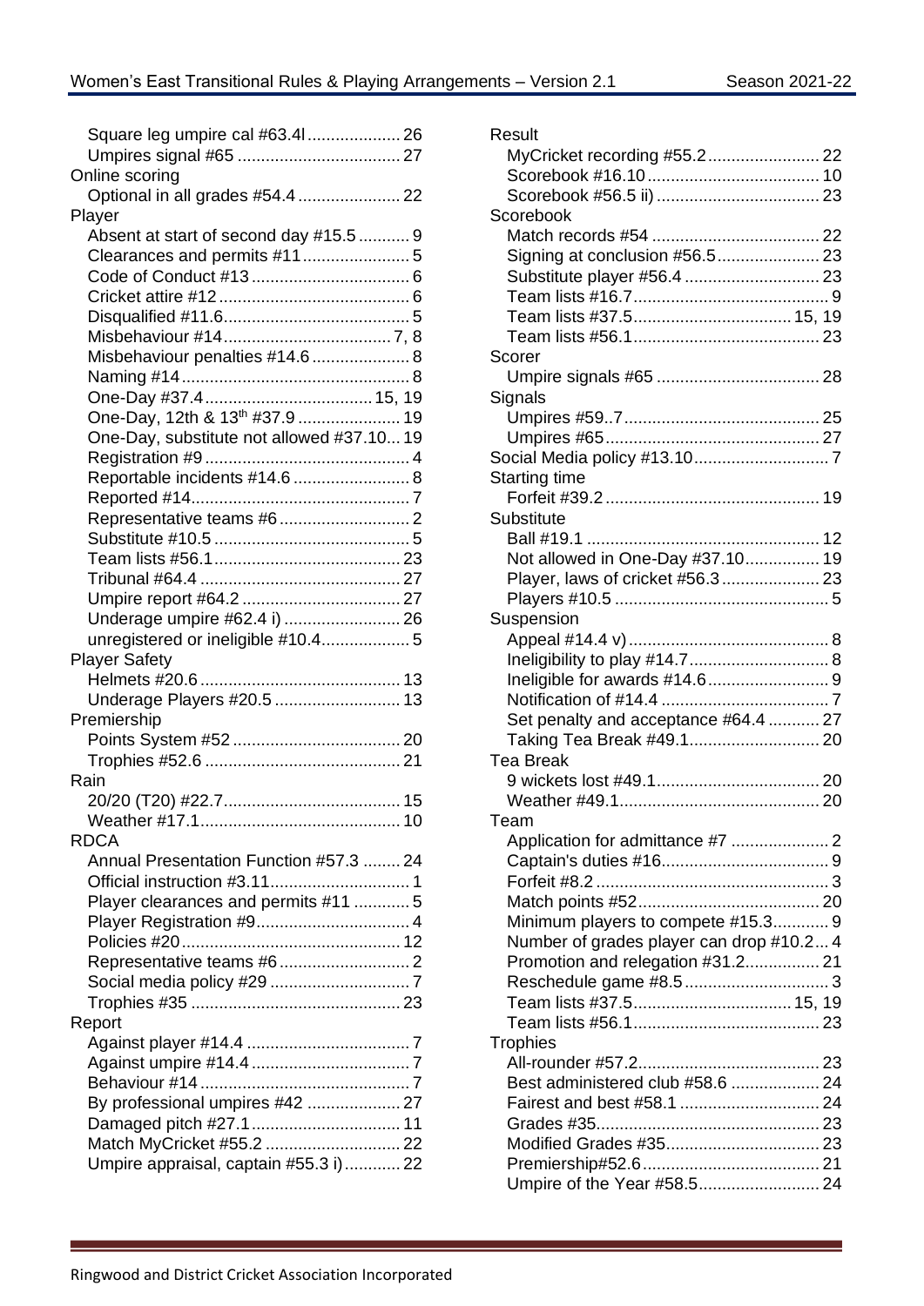- Square leg umpire cal #63.4l .................... 26
- Umpires signal #65 ................................... 27

Online scoring
- Optional in all grades #54.4 ...................... 22

Player
- Absent at start of second day #15.5 ........... 9
- Clearances and permits #11 ....................... 5
- Code of Conduct #13 .................................. 6
- Cricket attire #12 ........................................ 6
- Disqualified #11.6........................................ 5
- Misbehaviour #14.................................... 7, 8
- Misbehaviour penalties #14.6 ..................... 8
- Naming #14 ................................................. 8
- One-Day #37.4 .................................... 15, 19
- One-Day, 12th & 13th #37.9 ...................... 19
- One-Day, substitute not allowed #37.10... 19
- Registration #9 ............................................ 4
- Reportable incidents #14.6 ......................... 8
- Reported #14............................................... 7
- Representative teams #6 ............................ 2
- Substitute #10.5 .......................................... 5
- Team lists #56.1 ........................................ 23
- Tribunal #64.4 ........................................... 27
- Umpire report #64.2 .................................. 27
- Underage umpire #62.4 i) ......................... 26
- unregistered or ineligible #10.4................... 5

Player Safety
- Helmets #20.6 ........................................... 13
- Underage Players #20.5 ........................... 13

Premiership
- Points System #52 .................................... 20
- Trophies #52.6 .......................................... 21

Rain
- 20/20 (T20) #22.7...................................... 15
- Weather #17.1........................................... 10

RDCA
- Annual Presentation Function #57.3 ........ 24
- Official instruction #3.11.............................. 1
- Player clearances and permits #11 ............ 5
- Player Registration #9................................. 4
- Policies #20 ............................................... 12
- Representative teams #6 ............................ 2
- Social media policy #29 .............................. 7
- Trophies #35 ............................................. 23

Report
- Against player #14.4 ................................... 7
- Against umpire #14.4 .................................. 7
- Behaviour #14 ............................................. 7
- By professional umpires #42 .................... 27
- Damaged pitch #27.1 ................................ 11
- Match MyCricket #55.2 ............................. 22
- Umpire appraisal, captain #55.3 i)............ 22

Result
- MyCricket recording #55.2 ........................ 22
- Scorebook #16.10 ..................................... 10
- Scorebook #56.5 ii) ................................... 23

Scorebook
- Match records #54 .................................... 22
- Signing at conclusion #56.5...................... 23
- Substitute player #56.4 ............................. 23
- Team lists #16.7 .......................................... 9
- Team lists #37.5.................................. 15, 19
- Team lists #56.1 ........................................ 23

Scorer
- Umpire signals #65 ................................... 28

Signals
- Umpires #59..7 .......................................... 25
- Umpires #65 .............................................. 27

Social Media policy #13.10 ............................. 7

Starting time
- Forfeit #39.2 .............................................. 19

Substitute
- Ball #19.1 .................................................. 12
- Not allowed in One-Day #37.10................ 19
- Player, laws of cricket #56.3 ..................... 23
- Players #10.5 .............................................. 5

Suspension
- Appeal #14.4 v) ........................................... 8
- Ineligibility to play #14.7.............................. 8
- Ineligible for awards #14.6 .......................... 9
- Notification of #14.4 .................................... 7
- Set penalty and acceptance #64.4 ........... 27
- Taking Tea Break #49.1............................ 20

Tea Break
- 9 wickets lost #49.1................................... 20
- Weather #49.1........................................... 20

Team
- Application for admittance #7 ..................... 2
- Captain's duties #16.................................... 9
- Forfeit #8.2 .................................................. 3
- Match points #52 ....................................... 20
- Minimum players to compete #15.3............ 9
- Number of grades player can drop #10.2... 4
- Promotion and relegation #31.2................ 21
- Reschedule game #8.5 ............................... 3
- Team lists #37.5.................................. 15, 19
- Team lists #56.1 ........................................ 23

Trophies
- All-rounder #57.2....................................... 23
- Best administered club #58.6 ................... 24
- Fairest and best #58.1 .............................. 24
- Grades #35................................................ 23
- Modified Grades #35................................. 23
- Premiership#52.6 ...................................... 21
- Umpire of the Year #58.5.......................... 24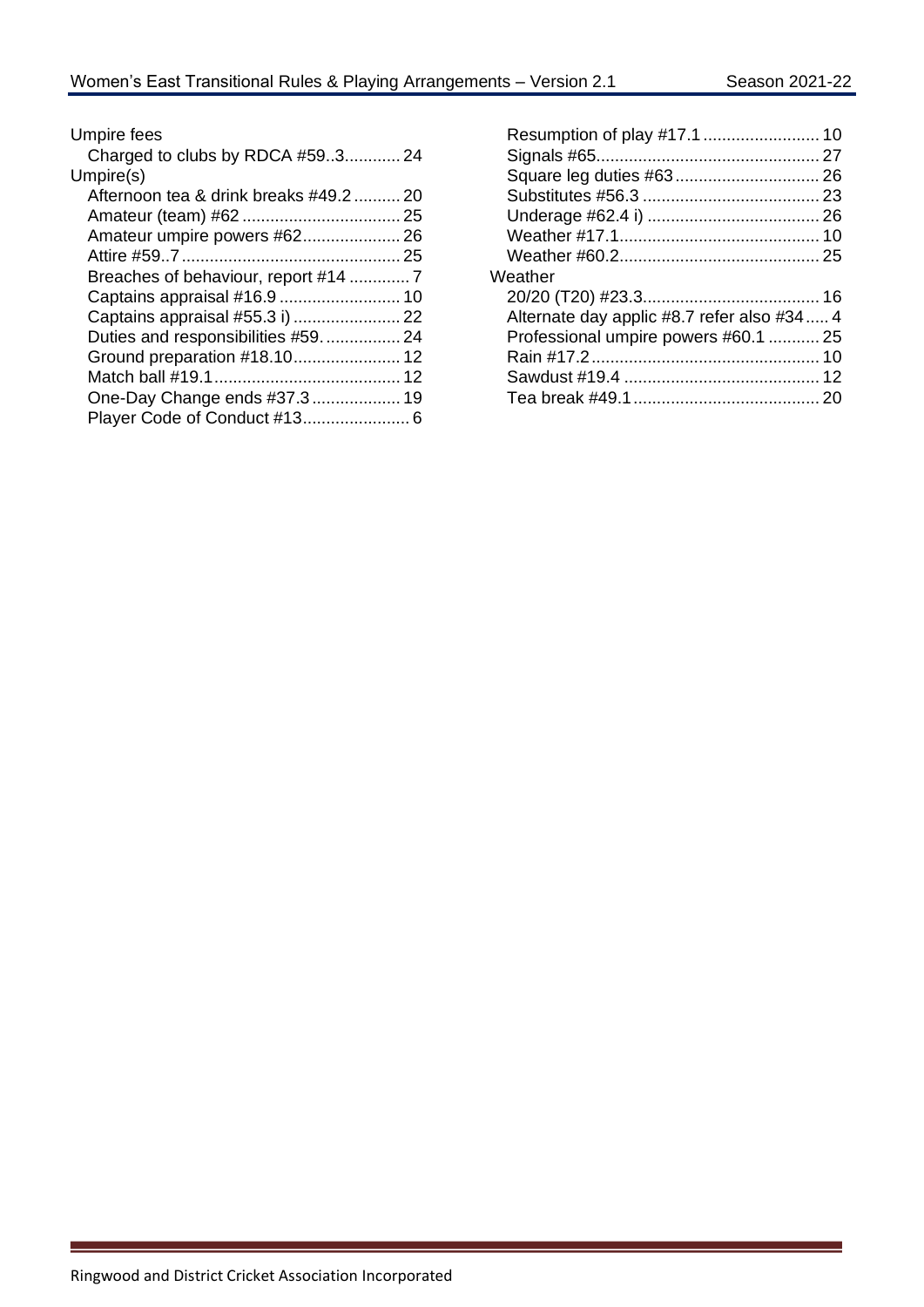Umpire fees
- Charged to clubs by RDCA #59..3............ 24

Umpire(s)
- Afternoon tea & drink breaks #49.2 .......... 20
- Amateur (team) #62 .................................. 25
- Amateur umpire powers #62..................... 26
- Attire #59..7 ............................................... 25
- Breaches of behaviour, report #14 ............. 7
- Captains appraisal #16.9 .......................... 10
- Captains appraisal #55.3 i) ....................... 22
- Duties and responsibilities #59. ................ 24
- Ground preparation #18.10....................... 12
- Match ball #19.1 ........................................ 12
- One-Day Change ends #37.3 ................... 19
- Player Code of Conduct #13....................... 6
- Resumption of play #17.1 ......................... 10
- Signals #65................................................ 27
- Square leg duties #63 ............................... 26
- Substitutes #56.3 ...................................... 23
- Underage #62.4 i) ..................................... 26
- Weather #17.1........................................... 10
- Weather #60.2........................................... 25

Weather
- 20/20 (T20) #23.3...................................... 16
- Alternate day applic #8.7 refer also #34..... 4
- Professional umpire powers #60.1 ........... 25
- Rain #17.2 ................................................. 10
- Sawdust #19.4 .......................................... 12
- Tea break #49.1 ........................................ 20